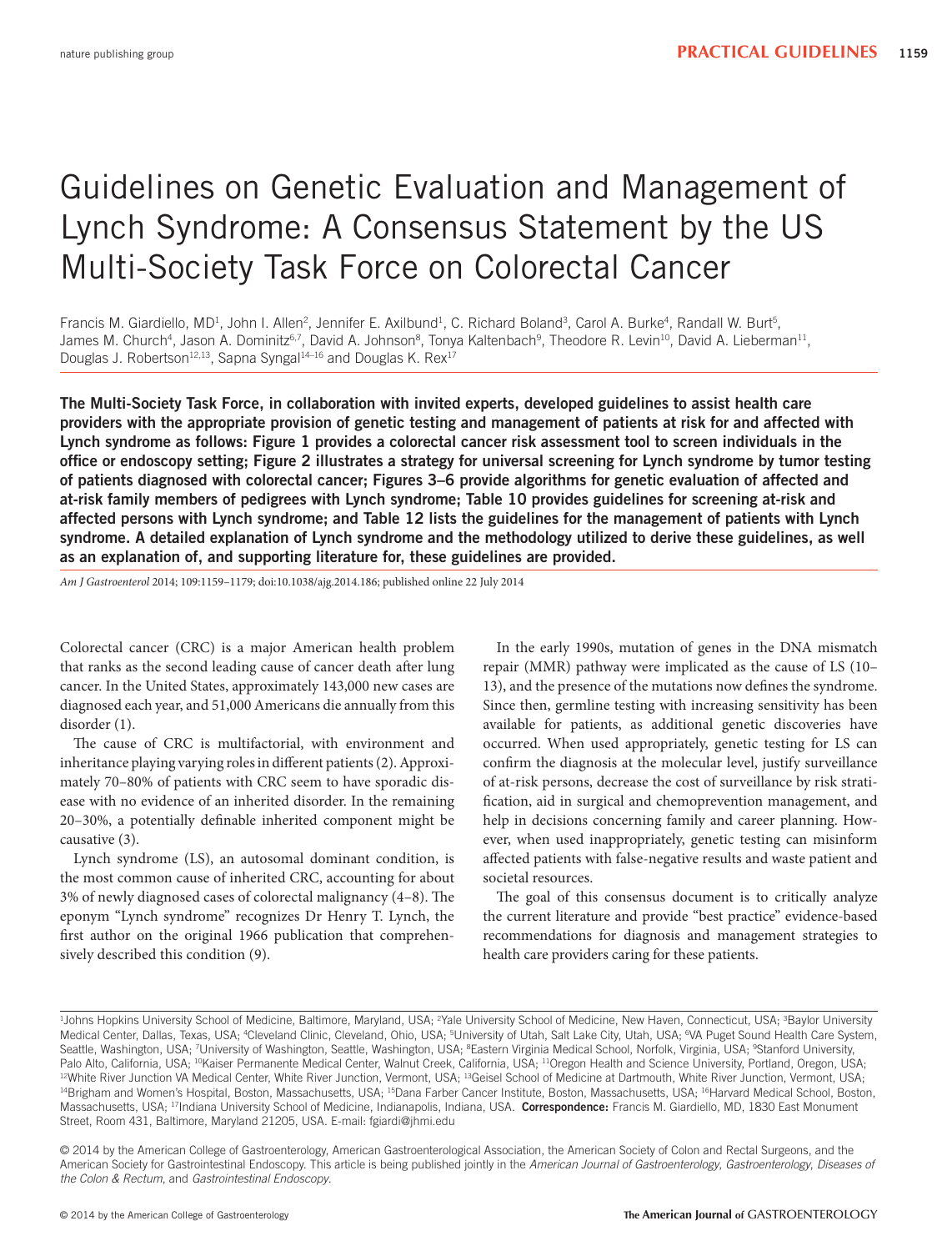# Guidelines on Genetic Evaluation and Management of Lynch Syndrome: A Consensus Statement by the US Multi-Society Task Force on Colorectal Cancer

Francis M. Giardiello, MD[1], John I. Allen[2], Jennifer E. Axilbund[1], C. Richard Boland[3], Carol A. Burke[4], Randall W. Burt[5], James M. Church[4], Jason A. Dominitz[6,7], David A. Johnson[8], Tonya Kaltenbach[9], Theodore R. Levin[10], David A. Lieberman[11], Douglas J. Robertson[12,13], Sapna Syngal[14–16] and Douglas K. Rex[17]

**The Multi-Society Task Force, in collaboration with invited experts, developed guidelines to assist health care providers with the appropriate provision of genetic testing and management of patients at risk for and affected with Lynch syndrome as follows: Figure 1 provides a colorectal cancer risk assessment tool to screen individuals in the office or endoscopy setting; Figure 2 illustrates a strategy for universal screening for Lynch syndrome by tumor testing of patients diagnosed with colorectal cancer; Figures 3–6 provide algorithms for genetic evaluation of affected and at-risk family members of pedigrees with Lynch syndrome; Table 10 provides guidelines for screening at-risk and affected persons with Lynch syndrome; and Table 12 lists the guidelines for the management of patients with Lynch syndrome. A detailed explanation of Lynch syndrome and the methodology utilized to derive these guidelines, as well as an explanation of, and supporting literature for, these guidelines are provided.**

*Am J Gastroenterol* 2014; 109:1159–1179; doi:10.1038/ajg.2014.186; published online 22 July 2014

Colorectal cancer (CRC) is a major American health problem that ranks as the second leading cause of cancer death after lung cancer. In the United States, approximately 143,000 new cases are diagnosed each year, and 51,000 Americans die annually from this disorder (1).

The cause of CRC is multifactorial, with environment and inheritance playing varying roles in different patients (2). Approximately 70–80% of patients with CRC seem to have sporadic disease with no evidence of an inherited disorder. In the remaining 20–30%, a potentially definable inherited component might be causative (3).

Lynch syndrome (LS), an autosomal dominant condition, is the most common cause of inherited CRC, accounting for about 3% of newly diagnosed cases of colorectal malignancy (4–8). The eponym "Lynch syndrome" recognizes Dr Henry T. Lynch, the first author on the original 1966 publication that comprehensively described this condition (9).

In the early 1990s, mutation of genes in the DNA mismatch repair (MMR) pathway were implicated as the cause of LS (10–13), and the presence of the mutations now defines the syndrome. Since then, germline testing with increasing sensitivity has been available for patients, as additional genetic discoveries have occurred. When used appropriately, genetic testing for LS can confirm the diagnosis at the molecular level, justify surveillance of at-risk persons, decrease the cost of surveillance by risk stratification, aid in surgical and chemoprevention management, and help in decisions concerning family and career planning. However, when used inappropriately, genetic testing can misinform affected patients with false-negative results and waste patient and societal resources.

The goal of this consensus document is to critically analyze the current literature and provide "best practice" evidence-based recommendations for diagnosis and management strategies to health care providers caring for these patients.

[1]Johns Hopkins University School of Medicine, Baltimore, Maryland, USA; [2]Yale University School of Medicine, New Haven, Connecticut, USA; [3]Baylor University Medical Center, Dallas, Texas, USA; [4]Cleveland Clinic, Cleveland, Ohio, USA; [5]University of Utah, Salt Lake City, Utah, USA; [6]VA Puget Sound Health Care System, Seattle, Washington, USA; [7]University of Washington, Seattle, Washington, USA; [8]Eastern Virginia Medical School, Norfolk, Virginia, USA; [9]Stanford University, Palo Alto, California, USA; [10]Kaiser Permanente Medical Center, Walnut Creek, California, USA; [11]Oregon Health and Science University, Portland, Oregon, USA; [12]White River Junction VA Medical Center, White River Junction, Vermont, USA; [13]Geisel School of Medicine at Dartmouth, White River Junction, Vermont, USA; [14]Brigham and Women's Hospital, Boston, Massachusetts, USA; [15]Dana Farber Cancer Institute, Boston, Massachusetts, USA; [16]Harvard Medical School, Boston, Massachusetts, USA; [17]Indiana University School of Medicine, Indianapolis, Indiana, USA. **Correspondence:** Francis M. Giardiello, MD, 1830 East Monument Street, Room 431, Baltimore, Maryland 21205, USA. E-mail: fgiardi@jhmi.edu

© 2014 by the American College of Gastroenterology, American Gastroenterological Association, the American Society of Colon and Rectal Surgeons, and the American Society for Gastrointestinal Endoscopy. This article is being published jointly in the *American Journal of Gastroenterology*, *Gastroenterology*, *Diseases of the Colon & Rectum*, and *Gastrointestinal Endoscopy*.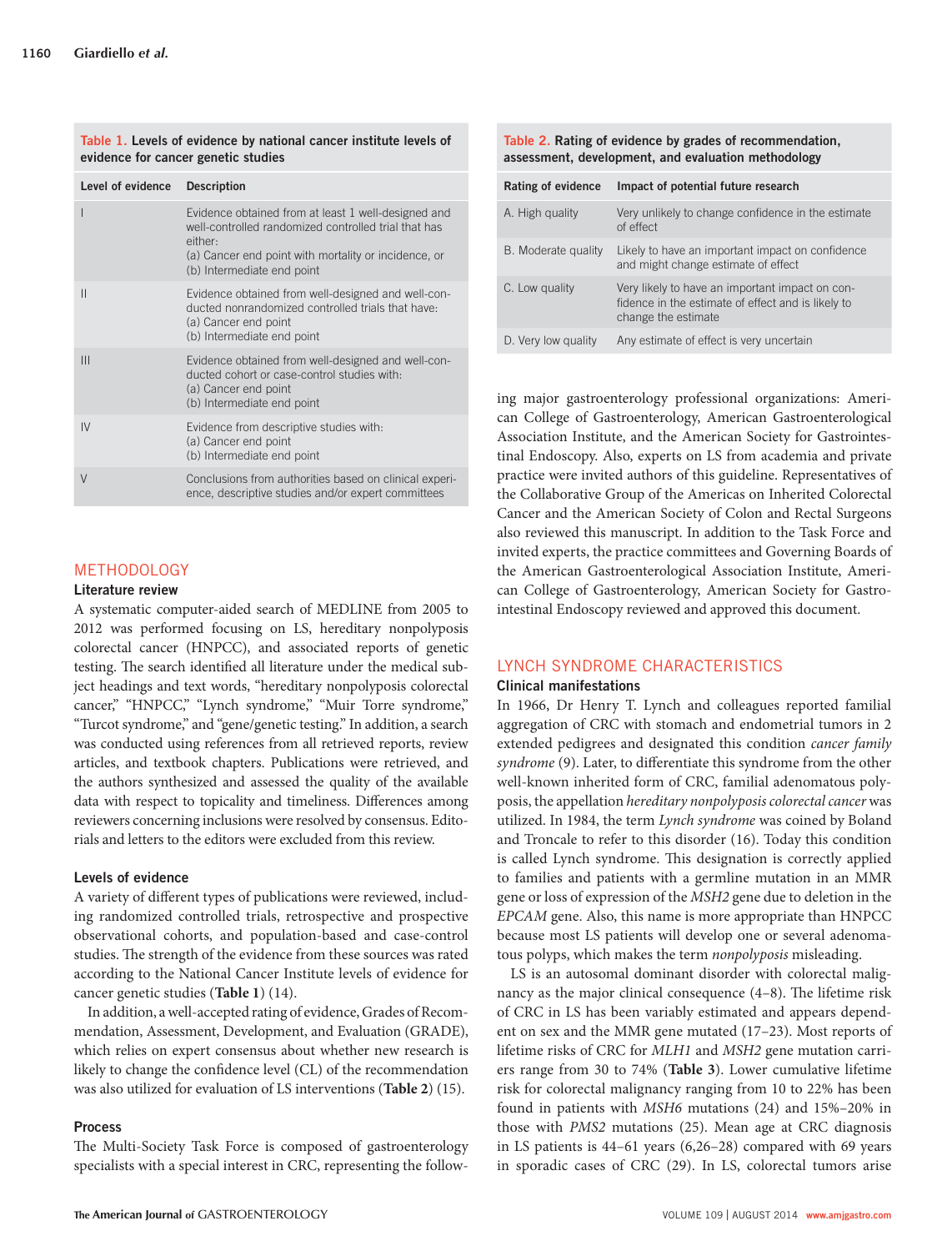**Table 1. Levels of evidence by national cancer institute levels of evidence for cancer genetic studies**

| Level of evidence | Description |
|---|---|
| I | Evidence obtained from at least 1 well-designed and well-controlled randomized controlled trial that has either: (a) Cancer end point with mortality or incidence, or (b) Intermediate end point |
| II | Evidence obtained from well-designed and well-conducted nonrandomized controlled trials that have: (a) Cancer end point (b) Intermediate end point |
| III | Evidence obtained from well-designed and well-conducted cohort or case-control studies with: (a) Cancer end point (b) Intermediate end point |
| IV | Evidence from descriptive studies with: (a) Cancer end point (b) Intermediate end point |
| V | Conclusions from authorities based on clinical experience, descriptive studies and/or expert committees |

**Table 2. Rating of evidence by grades of recommendation, assessment, development, and evaluation methodology**

| Rating of evidence | Impact of potential future research |
|---|---|
| A. High quality | Very unlikely to change confidence in the estimate of effect |
| B. Moderate quality | Likely to have an important impact on confidence and might change estimate of effect |
| C. Low quality | Very likely to have an important impact on confidence in the estimate of effect and is likely to change the estimate |
| D. Very low quality | Any estimate of effect is very uncertain |

## METHODOLOGY

### Literature review

A systematic computer-aided search of MEDLINE from 2005 to 2012 was performed focusing on LS, hereditary nonpolyposis colorectal cancer (HNPCC), and associated reports of genetic testing. The search identified all literature under the medical subject headings and text words, "hereditary nonpolyposis colorectal cancer," "HNPCC," "Lynch syndrome," "Muir Torre syndrome," "Turcot syndrome," and "gene/genetic testing." In addition, a search was conducted using references from all retrieved reports, review articles, and textbook chapters. Publications were retrieved, and the authors synthesized and assessed the quality of the available data with respect to topicality and timeliness. Differences among reviewers concerning inclusions were resolved by consensus. Editorials and letters to the editors were excluded from this review.

### Levels of evidence

A variety of different types of publications were reviewed, including randomized controlled trials, retrospective and prospective observational cohorts, and population-based and case-control studies. The strength of the evidence from these sources was rated according to the National Cancer Institute levels of evidence for cancer genetic studies (**Table 1**) (14).

In addition, a well-accepted rating of evidence, Grades of Recommendation, Assessment, Development, and Evaluation (GRADE), which relies on expert consensus about whether new research is likely to change the confidence level (CL) of the recommendation was also utilized for evaluation of LS interventions (**Table 2**) (15).

### Process

The Multi-Society Task Force is composed of gastroenterology specialists with a special interest in CRC, representing the following major gastroenterology professional organizations: American College of Gastroenterology, American Gastroenterological Association Institute, and the American Society for Gastrointestinal Endoscopy. Also, experts on LS from academia and private practice were invited authors of this guideline. Representatives of the Collaborative Group of the Americas on Inherited Colorectal Cancer and the American Society of Colon and Rectal Surgeons also reviewed this manuscript. In addition to the Task Force and invited experts, the practice committees and Governing Boards of the American Gastroenterological Association Institute, American College of Gastroenterology, American Society for Gastrointestinal Endoscopy reviewed and approved this document.

## LYNCH SYNDROME CHARACTERISTICS

### Clinical manifestations

In 1966, Dr Henry T. Lynch and colleagues reported familial aggregation of CRC with stomach and endometrial tumors in 2 extended pedigrees and designated this condition *cancer family syndrome* (9). Later, to differentiate this syndrome from the other well-known inherited form of CRC, familial adenomatous polyposis, the appellation *hereditary nonpolyposis colorectal cancer* was utilized. In 1984, the term *Lynch syndrome* was coined by Boland and Troncale to refer to this disorder (16). Today this condition is called Lynch syndrome. This designation is correctly applied to families and patients with a germline mutation in an MMR gene or loss of expression of the *MSH2* gene due to deletion in the *EPCAM* gene. Also, this name is more appropriate than HNPCC because most LS patients will develop one or several adenomatous polyps, which makes the term *nonpolyposis* misleading.

LS is an autosomal dominant disorder with colorectal malignancy as the major clinical consequence (4–8). The lifetime risk of CRC in LS has been variably estimated and appears dependent on sex and the MMR gene mutated (17–23). Most reports of lifetime risks of CRC for *MLH1* and *MSH2* gene mutation carriers range from 30 to 74% (**Table 3**). Lower cumulative lifetime risk for colorectal malignancy ranging from 10 to 22% has been found in patients with *MSH6* mutations (24) and 15%–20% in those with *PMS2* mutations (25). Mean age at CRC diagnosis in LS patients is 44–61 years (6,26–28) compared with 69 years in sporadic cases of CRC (29). In LS, colorectal tumors arise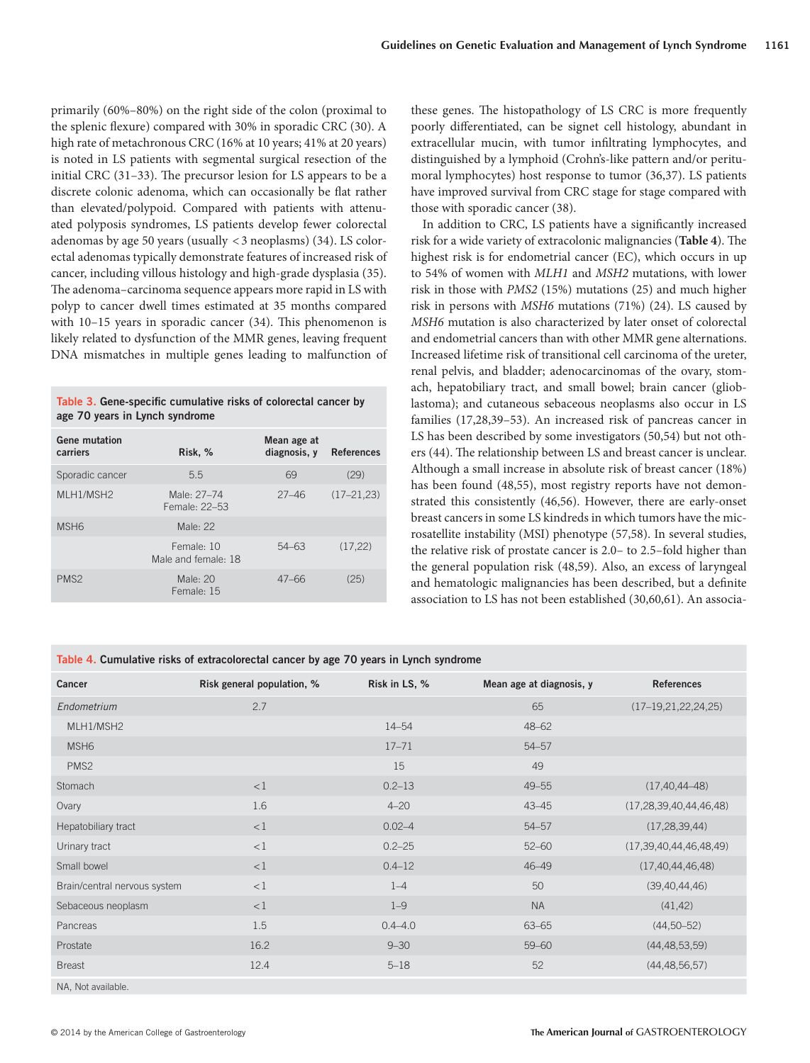primarily (60%–80%) on the right side of the colon (proximal to the splenic flexure) compared with 30% in sporadic CRC (30). A high rate of metachronous CRC (16% at 10 years; 41% at 20 years) is noted in LS patients with segmental surgical resection of the initial CRC (31–33). The precursor lesion for LS appears to be a discrete colonic adenoma, which can occasionally be flat rather than elevated/polypoid. Compared with patients with attenuated polyposis syndromes, LS patients develop fewer colorectal adenomas by age 50 years (usually <3 neoplasms) (34). LS colorectal adenomas typically demonstrate features of increased risk of cancer, including villous histology and high-grade dysplasia (35). The adenoma–carcinoma sequence appears more rapid in LS with polyp to cancer dwell times estimated at 35 months compared with 10–15 years in sporadic cancer (34). This phenomenon is likely related to dysfunction of the MMR genes, leaving frequent DNA mismatches in multiple genes leading to malfunction of these genes. The histopathology of LS CRC is more frequently poorly differentiated, can be signet cell histology, abundant in extracellular mucin, with tumor infiltrating lymphocytes, and distinguished by a lymphoid (Crohn's-like pattern and/or peritumoral lymphocytes) host response to tumor (36,37). LS patients have improved survival from CRC stage for stage compared with those with sporadic cancer (38).

**Table 3. Gene-specific cumulative risks of colorectal cancer by age 70 years in Lynch syndrome**

| Gene mutation carriers | Risk, % | Mean age at diagnosis, y | References |
|---|---|---|---|
| Sporadic cancer | 5.5 | 69 | (29) |
| MLH1/MSH2 | Male: 27–74<br>Female: 22–53 | 27–46 | (17–21,23) |
| MSH6 | Male: 22 | | |
| | Female: 10<br>Male and female: 18 | 54–63 | (17,22) |
| PMS2 | Male: 20<br>Female: 15 | 47–66 | (25) |

In addition to CRC, LS patients have a significantly increased risk for a wide variety of extracolonic malignancies (**Table 4**). The highest risk is for endometrial cancer (EC), which occurs in up to 54% of women with *MLH1* and *MSH2* mutations, with lower risk in those with *PMS2* (15%) mutations (25) and much higher risk in persons with *MSH6* mutations (71%) (24). LS caused by *MSH6* mutation is also characterized by later onset of colorectal and endometrial cancers than with other MMR gene alternations. Increased lifetime risk of transitional cell carcinoma of the ureter, renal pelvis, and bladder; adenocarcinomas of the ovary, stomach, hepatobiliary tract, and small bowel; brain cancer (glioblastoma); and cutaneous sebaceous neoplasms also occur in LS families (17,28,39–53). An increased risk of pancreas cancer in LS has been described by some investigators (50,54) but not others (44). The relationship between LS and breast cancer is unclear. Although a small increase in absolute risk of breast cancer (18%) has been found (48,55), most registry reports have not demonstrated this consistently (46,56). However, there are early-onset breast cancers in some LS kindreds in which tumors have the microsatellite instability (MSI) phenotype (57,58). In several studies, the relative risk of prostate cancer is 2.0– to 2.5–fold higher than the general population risk (48,59). Also, an excess of laryngeal and hematologic malignancies has been described, but a definite association to LS has not been established (30,60,61). An associa-

**Table 4. Cumulative risks of extracolorectal cancer by age 70 years in Lynch syndrome**

| Cancer | Risk general population, % | Risk in LS, % | Mean age at diagnosis, y | References |
|---|---|---|---|---|
| *Endometrium* | 2.7 | | 65 | (17–19,21,22,24,25) |
| MLH1/MSH2 | | 14–54 | 48–62 | |
| MSH6 | | 17–71 | 54–57 | |
| PMS2 | | 15 | 49 | |
| Stomach | <1 | 0.2–13 | 49–55 | (17,40,44–48) |
| Ovary | 1.6 | 4–20 | 43–45 | (17,28,39,40,44,46,48) |
| Hepatobiliary tract | <1 | 0.02–4 | 54–57 | (17,28,39,44) |
| Urinary tract | <1 | 0.2–25 | 52–60 | (17,39,40,44,46,48,49) |
| Small bowel | <1 | 0.4–12 | 46–49 | (17,40,44,46,48) |
| Brain/central nervous system | <1 | 1–4 | 50 | (39,40,44,46) |
| Sebaceous neoplasm | <1 | 1–9 | NA | (41,42) |
| Pancreas | 1.5 | 0.4–4.0 | 63–65 | (44,50–52) |
| Prostate | 16.2 | 9–30 | 59–60 | (44,48,53,59) |
| Breast | 12.4 | 5–18 | 52 | (44,48,56,57) |

NA, Not available.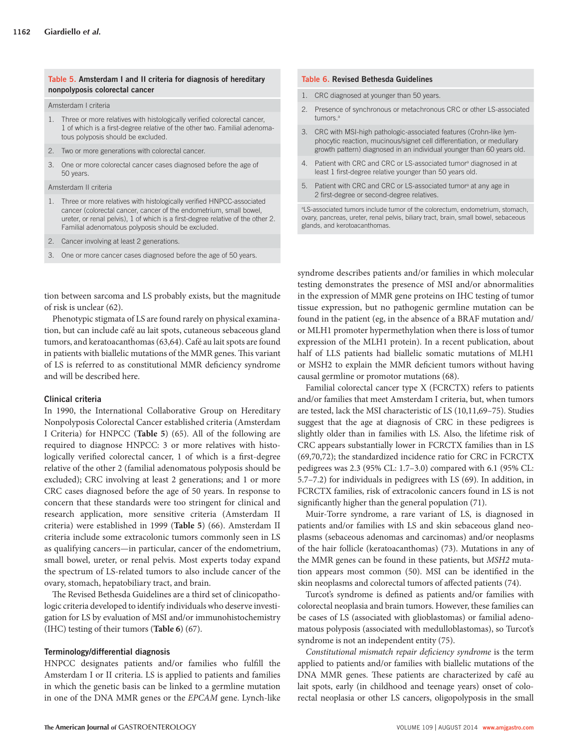**Table 5. Amsterdam I and II criteria for diagnosis of hereditary nonpolyposis colorectal cancer**

| Amsterdam I criteria |
|---|
| 1. Three or more relatives with histologically verified colorectal cancer, 1 of which is a first-degree relative of the other two. Familial adenomatous polyposis should be excluded. |
| 2. Two or more generations with colorectal cancer. |
| 3. One or more colorectal cancer cases diagnosed before the age of 50 years. |
| **Amsterdam II criteria** |
| 1. Three or more relatives with histologically verified HNPCC-associated cancer (colorectal cancer, cancer of the endometrium, small bowel, ureter, or renal pelvis), 1 of which is a first-degree relative of the other 2. Familial adenomatous polyposis should be excluded. |
| 2. Cancer involving at least 2 generations. |
| 3. One or more cancer cases diagnosed before the age of 50 years. |

**Table 6. Revised Bethesda Guidelines**

| |
|---|
| 1. CRC diagnosed at younger than 50 years. |
| 2. Presence of synchronous or metachronous CRC or other LS-associated tumors.[a] |
| 3. CRC with MSI-high pathologic-associated features (Crohn-like lymphocytic reaction, mucinous/signet cell differentiation, or medullary growth pattern) diagnosed in an individual younger than 60 years old. |
| 4. Patient with CRC and CRC or LS-associated tumor[a] diagnosed in at least 1 first-degree relative younger than 50 years old. |
| 5. Patient with CRC and CRC or LS-associated tumor[a] at any age in 2 first-degree or second-degree relatives. |

[a]LS-associated tumors include tumor of the colorectum, endometrium, stomach, ovary, pancreas, ureter, renal pelvis, biliary tract, brain, small bowel, sebaceous glands, and kerotoacanthomas.

tion between sarcoma and LS probably exists, but the magnitude of risk is unclear (62).

Phenotypic stigmata of LS are found rarely on physical examination, but can include café au lait spots, cutaneous sebaceous gland tumors, and keratoacanthomas (63,64). Café au lait spots are found in patients with biallelic mutations of the MMR genes. This variant of LS is referred to as constitutional MMR deficiency syndrome and will be described here.

### Clinical criteria

In 1990, the International Collaborative Group on Hereditary Nonpolyposis Colorectal Cancer established criteria (Amsterdam I Criteria) for HNPCC (**Table 5**) (65). All of the following are required to diagnose HNPCC: 3 or more relatives with histologically verified colorectal cancer, 1 of which is a first-degree relative of the other 2 (familial adenomatous polyposis should be excluded); CRC involving at least 2 generations; and 1 or more CRC cases diagnosed before the age of 50 years. In response to concern that these standards were too stringent for clinical and research application, more sensitive criteria (Amsterdam II criteria) were established in 1999 (**Table 5**) (66). Amsterdam II criteria include some extracolonic tumors commonly seen in LS as qualifying cancers—in particular, cancer of the endometrium, small bowel, ureter, or renal pelvis. Most experts today expand the spectrum of LS-related tumors to also include cancer of the ovary, stomach, hepatobiliary tract, and brain.

The Revised Bethesda Guidelines are a third set of clinicopathologic criteria developed to identify individuals who deserve investigation for LS by evaluation of MSI and/or immunohistochemistry (IHC) testing of their tumors (**Table 6**) (67).

### Terminology/differential diagnosis

HNPCC designates patients and/or families who fulfill the Amsterdam I or II criteria. LS is applied to patients and families in which the genetic basis can be linked to a germline mutation in one of the DNA MMR genes or the *EPCAM* gene. Lynch-like syndrome describes patients and/or families in which molecular testing demonstrates the presence of MSI and/or abnormalities in the expression of MMR gene proteins on IHC testing of tumor tissue expression, but no pathogenic germline mutation can be found in the patient (eg, in the absence of a BRAF mutation and/or MLH1 promoter hypermethylation when there is loss of tumor expression of the MLH1 protein). In a recent publication, about half of LLS patients had biallelic somatic mutations of MLH1 or MSH2 to explain the MMR deficient tumors without having causal germline or promotor mutations (68).

Familial colorectal cancer type X (FCRCTX) refers to patients and/or families that meet Amsterdam I criteria, but, when tumors are tested, lack the MSI characteristic of LS (10,11,69–75). Studies suggest that the age at diagnosis of CRC in these pedigrees is slightly older than in families with LS. Also, the lifetime risk of CRC appears substantially lower in FCRCTX families than in LS (69,70,72); the standardized incidence ratio for CRC in FCRCTX pedigrees was 2.3 (95% CL: 1.7–3.0) compared with 6.1 (95% CL: 5.7–7.2) for individuals in pedigrees with LS (69). In addition, in FCRCTX families, risk of extracolonic cancers found in LS is not significantly higher than the general population (71).

Muir-Torre syndrome, a rare variant of LS, is diagnosed in patients and/or families with LS and skin sebaceous gland neoplasms (sebaceous adenomas and carcinomas) and/or neoplasms of the hair follicle (keratoacanthomas) (73). Mutations in any of the MMR genes can be found in these patients, but *MSH2* mutation appears most common (50). MSI can be identified in the skin neoplasms and colorectal tumors of affected patients (74).

Turcot's syndrome is defined as patients and/or families with colorectal neoplasia and brain tumors. However, these families can be cases of LS (associated with glioblastomas) or familial adenomatous polyposis (associated with medulloblastomas), so Turcot's syndrome is not an independent entity (75).

*Constitutional mismatch repair deficiency syndrome* is the term applied to patients and/or families with biallelic mutations of the DNA MMR genes. These patients are characterized by café au lait spots, early (in childhood and teenage years) onset of colorectal neoplasia or other LS cancers, oligopolyposis in the small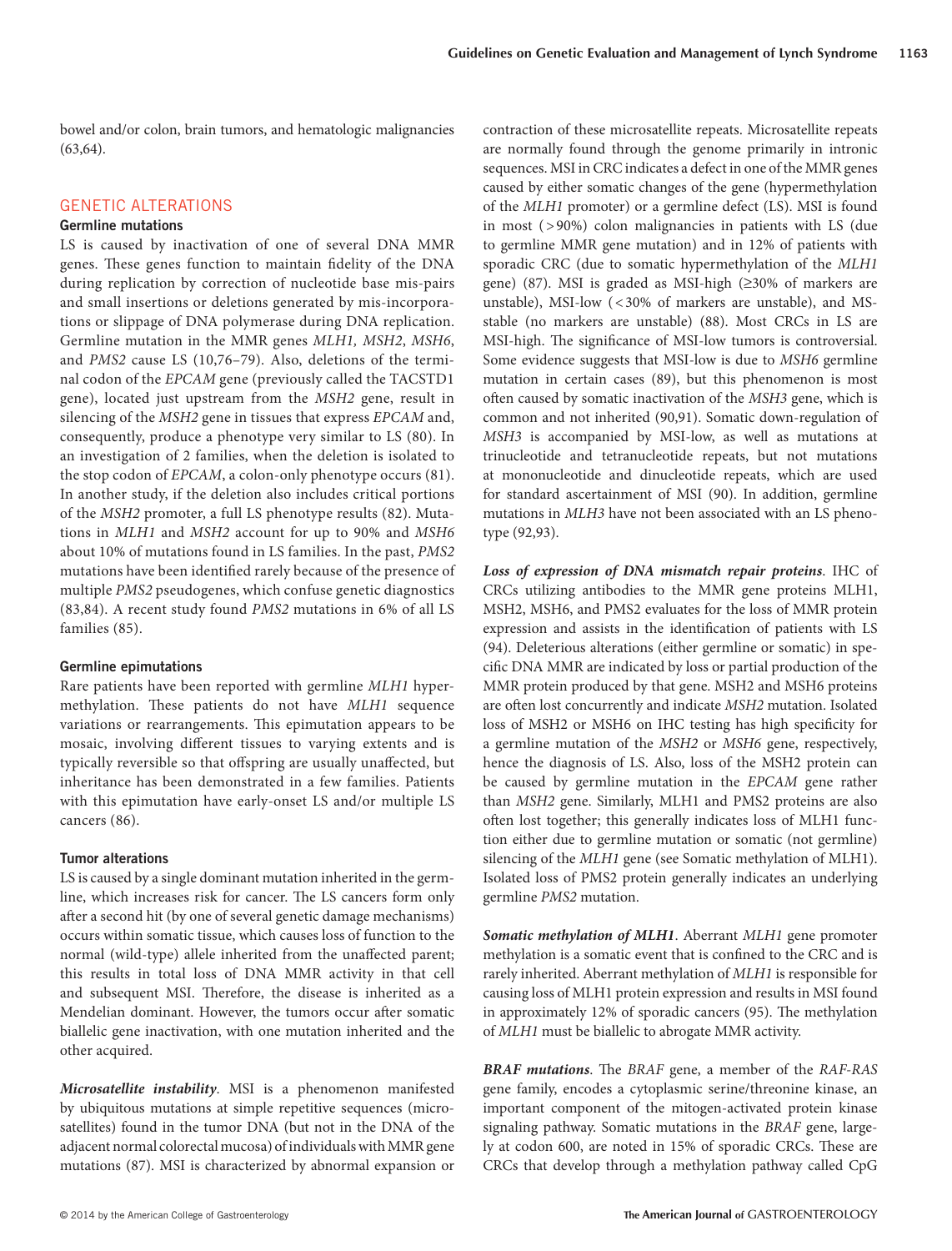bowel and/or colon, brain tumors, and hematologic malignancies (63,64).

## GENETIC ALTERATIONS

### Germline mutations

LS is caused by inactivation of one of several DNA MMR genes. These genes function to maintain fidelity of the DNA during replication by correction of nucleotide base mis-pairs and small insertions or deletions generated by mis-incorporations or slippage of DNA polymerase during DNA replication. Germline mutation in the MMR genes *MLH1, MSH2*, *MSH6*, and *PMS2* cause LS (10,76–79). Also, deletions of the terminal codon of the *EPCAM* gene (previously called the TACSTD1 gene), located just upstream from the *MSH2* gene, result in silencing of the *MSH2* gene in tissues that express *EPCAM* and, consequently, produce a phenotype very similar to LS (80). In an investigation of 2 families, when the deletion is isolated to the stop codon of *EPCAM*, a colon-only phenotype occurs (81). In another study, if the deletion also includes critical portions of the *MSH2* promoter, a full LS phenotype results (82). Mutations in *MLH1* and *MSH2* account for up to 90% and *MSH6* about 10% of mutations found in LS families. In the past, *PMS2* mutations have been identified rarely because of the presence of multiple *PMS2* pseudogenes, which confuse genetic diagnostics (83,84). A recent study found *PMS2* mutations in 6% of all LS families (85).

### Germline epimutations

Rare patients have been reported with germline *MLH1* hypermethylation. These patients do not have *MLH1* sequence variations or rearrangements. This epimutation appears to be mosaic, involving different tissues to varying extents and is typically reversible so that offspring are usually unaffected, but inheritance has been demonstrated in a few families. Patients with this epimutation have early-onset LS and/or multiple LS cancers (86).

### Tumor alterations

LS is caused by a single dominant mutation inherited in the germline, which increases risk for cancer. The LS cancers form only after a second hit (by one of several genetic damage mechanisms) occurs within somatic tissue, which causes loss of function to the normal (wild-type) allele inherited from the unaffected parent; this results in total loss of DNA MMR activity in that cell and subsequent MSI. Therefore, the disease is inherited as a Mendelian dominant. However, the tumors occur after somatic biallelic gene inactivation, with one mutation inherited and the other acquired.

***Microsatellite instability***. MSI is a phenomenon manifested by ubiquitous mutations at simple repetitive sequences (microsatellites) found in the tumor DNA (but not in the DNA of the adjacent normal colorectal mucosa) of individuals with MMR gene mutations (87). MSI is characterized by abnormal expansion or contraction of these microsatellite repeats. Microsatellite repeats are normally found through the genome primarily in intronic sequences. MSI in CRC indicates a defect in one of the MMR genes caused by either somatic changes of the gene (hypermethylation of the *MLH1* promoter) or a germline defect (LS). MSI is found in most (>90%) colon malignancies in patients with LS (due to germline MMR gene mutation) and in 12% of patients with sporadic CRC (due to somatic hypermethylation of the *MLH1* gene) (87). MSI is graded as MSI-high (≥30% of markers are unstable), MSI-low (<30% of markers are unstable), and MS-stable (no markers are unstable) (88). Most CRCs in LS are MSI-high. The significance of MSI-low tumors is controversial. Some evidence suggests that MSI-low is due to *MSH6* germline mutation in certain cases (89), but this phenomenon is most often caused by somatic inactivation of the *MSH3* gene, which is common and not inherited (90,91). Somatic down-regulation of *MSH3* is accompanied by MSI-low, as well as mutations at trinucleotide and tetranucleotide repeats, but not mutations at mononucleotide and dinucleotide repeats, which are used for standard ascertainment of MSI (90). In addition, germline mutations in *MLH3* have not been associated with an LS phenotype (92,93).

***Loss of expression of DNA mismatch repair proteins***. IHC of CRCs utilizing antibodies to the MMR gene proteins MLH1, MSH2, MSH6, and PMS2 evaluates for the loss of MMR protein expression and assists in the identification of patients with LS (94). Deleterious alterations (either germline or somatic) in specific DNA MMR are indicated by loss or partial production of the MMR protein produced by that gene. MSH2 and MSH6 proteins are often lost concurrently and indicate *MSH2* mutation. Isolated loss of MSH2 or MSH6 on IHC testing has high specificity for a germline mutation of the *MSH2* or *MSH6* gene, respectively, hence the diagnosis of LS. Also, loss of the MSH2 protein can be caused by germline mutation in the *EPCAM* gene rather than *MSH2* gene. Similarly, MLH1 and PMS2 proteins are also often lost together; this generally indicates loss of MLH1 function either due to germline mutation or somatic (not germline) silencing of the *MLH1* gene (see Somatic methylation of MLH1). Isolated loss of PMS2 protein generally indicates an underlying germline *PMS2* mutation.

***Somatic methylation of MLH1***. Aberrant *MLH1* gene promoter methylation is a somatic event that is confined to the CRC and is rarely inherited. Aberrant methylation of *MLH1* is responsible for causing loss of MLH1 protein expression and results in MSI found in approximately 12% of sporadic cancers (95). The methylation of *MLH1* must be biallelic to abrogate MMR activity.

***BRAF mutations***. The *BRAF* gene, a member of the *RAF-RAS* gene family, encodes a cytoplasmic serine/threonine kinase, an important component of the mitogen-activated protein kinase signaling pathway. Somatic mutations in the *BRAF* gene, largely at codon 600, are noted in 15% of sporadic CRCs. These are CRCs that develop through a methylation pathway called CpG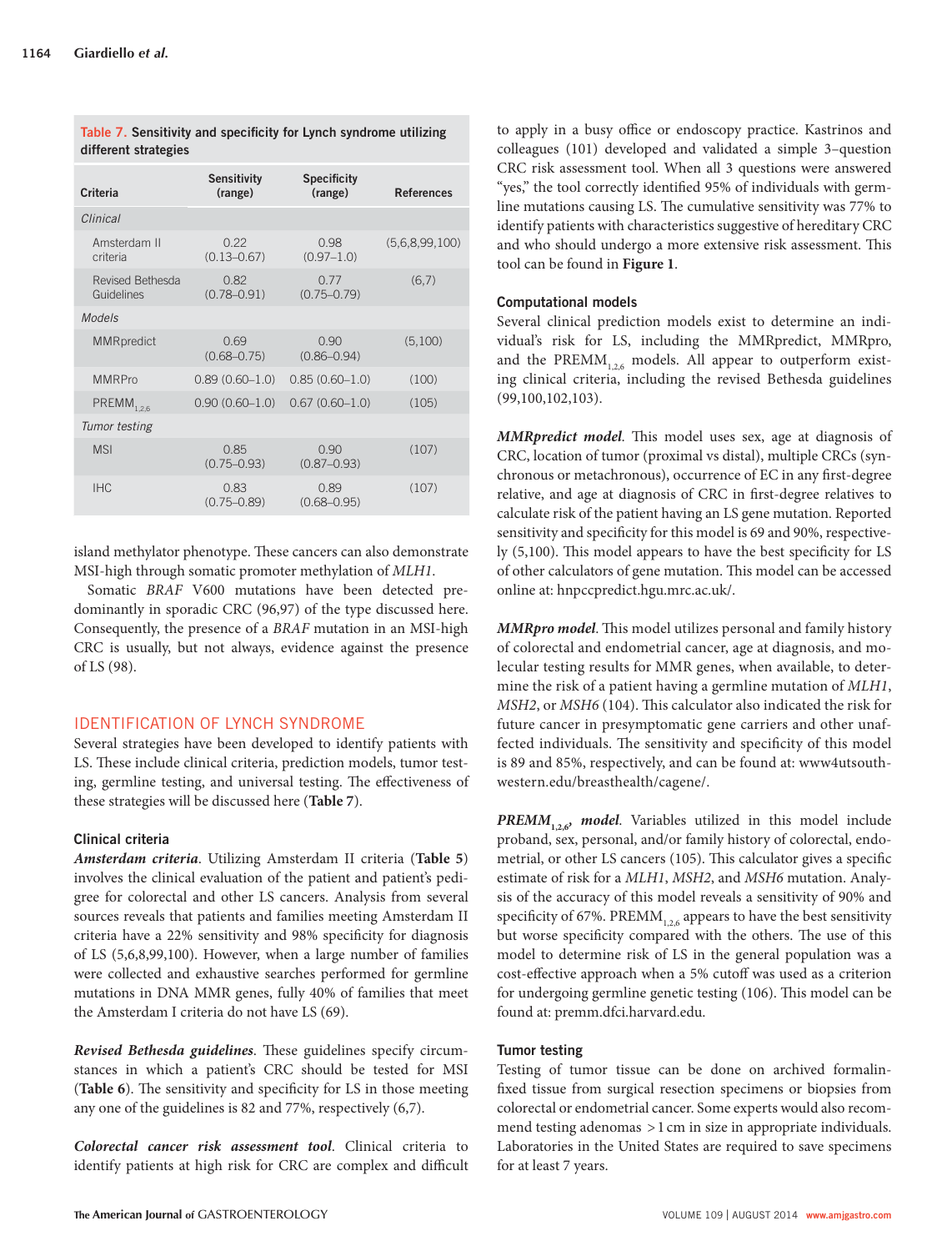Table 7. Sensitivity and specificity for Lynch syndrome utilizing different strategies

| Criteria | Sensitivity (range) | Specificity (range) | References |
|---|---|---|---|
| *Clinical* | | | |
| Amsterdam II criteria | 0.22 (0.13–0.67) | 0.98 (0.97–1.0) | (5,6,8,99,100) |
| Revised Bethesda Guidelines | 0.82 (0.78–0.91) | 0.77 (0.75–0.79) | (6,7) |
| *Models* | | | |
| MMRpredict | 0.69 (0.68–0.75) | 0.90 (0.86–0.94) | (5,100) |
| MMRPro | 0.89 (0.60–1.0) | 0.85 (0.60–1.0) | (100) |
| $PREMM_{1,2,6}$ | 0.90 (0.60–1.0) | 0.67 (0.60–1.0) | (105) |
| *Tumor testing* | | | |
| MSI | 0.85 (0.75–0.93) | 0.90 (0.87–0.93) | (107) |
| IHC | 0.83 (0.75–0.89) | 0.89 (0.68–0.95) | (107) |

island methylator phenotype. These cancers can also demonstrate MSI-high through somatic promoter methylation of *MLH1*.

Somatic *BRAF* V600 mutations have been detected predominantly in sporadic CRC (96,97) of the type discussed here. Consequently, the presence of a *BRAF* mutation in an MSI-high CRC is usually, but not always, evidence against the presence of LS (98).

## IDENTIFICATION OF LYNCH SYNDROME

Several strategies have been developed to identify patients with LS. These include clinical criteria, prediction models, tumor testing, germline testing, and universal testing. The effectiveness of these strategies will be discussed here (**Table 7**).

### Clinical criteria

***Amsterdam criteria***. Utilizing Amsterdam II criteria (**Table 5**) involves the clinical evaluation of the patient and patient's pedigree for colorectal and other LS cancers. Analysis from several sources reveals that patients and families meeting Amsterdam II criteria have a 22% sensitivity and 98% specificity for diagnosis of LS (5,6,8,99,100). However, when a large number of families were collected and exhaustive searches performed for germline mutations in DNA MMR genes, fully 40% of families that meet the Amsterdam I criteria do not have LS (69).

***Revised Bethesda guidelines***. These guidelines specify circumstances in which a patient's CRC should be tested for MSI (**Table 6**). The sensitivity and specificity for LS in those meeting any one of the guidelines is 82 and 77%, respectively (6,7).

***Colorectal cancer risk assessment tool***. Clinical criteria to identify patients at high risk for CRC are complex and difficult to apply in a busy office or endoscopy practice. Kastrinos and colleagues (101) developed and validated a simple 3–question CRC risk assessment tool. When all 3 questions were answered "yes," the tool correctly identified 95% of individuals with germline mutations causing LS. The cumulative sensitivity was 77% to identify patients with characteristics suggestive of hereditary CRC and who should undergo a more extensive risk assessment. This tool can be found in **Figure 1**.

### Computational models

Several clinical prediction models exist to determine an individual's risk for LS, including the MMRpredict, MMRpro, and the $PREMM_{1,2,6}$ models. All appear to outperform existing clinical criteria, including the revised Bethesda guidelines (99,100,102,103).

***MMRpredict model***. This model uses sex, age at diagnosis of CRC, location of tumor (proximal vs distal), multiple CRCs (synchronous or metachronous), occurrence of EC in any first-degree relative, and age at diagnosis of CRC in first-degree relatives to calculate risk of the patient having an LS gene mutation. Reported sensitivity and specificity for this model is 69 and 90%, respectively (5,100). This model appears to have the best specificity for LS of other calculators of gene mutation. This model can be accessed online at: hnpccpredict.hgu.mrc.ac.uk/.

***MMRpro model***. This model utilizes personal and family history of colorectal and endometrial cancer, age at diagnosis, and molecular testing results for MMR genes, when available, to determine the risk of a patient having a germline mutation of *MLH1*, *MSH2*, or *MSH6* (104). This calculator also indicated the risk for future cancer in presymptomatic gene carriers and other unaffected individuals. The sensitivity and specificity of this model is 89 and 85%, respectively, and can be found at: www4utsouthwestern.edu/breasthealth/cagene/.

***$PREMM_{1,2,6}$, model***. Variables utilized in this model include proband, sex, personal, and/or family history of colorectal, endometrial, or other LS cancers (105). This calculator gives a specific estimate of risk for a *MLH1*, *MSH2*, and *MSH6* mutation. Analysis of the accuracy of this model reveals a sensitivity of 90% and specificity of 67%. $PREMM_{1,2,6}$ appears to have the best sensitivity but worse specificity compared with the others. The use of this model to determine risk of LS in the general population was a cost-effective approach when a 5% cutoff was used as a criterion for undergoing germline genetic testing (106). This model can be found at: premm.dfci.harvard.edu.

### Tumor testing

Testing of tumor tissue can be done on archived formalin-fixed tissue from surgical resection specimens or biopsies from colorectal or endometrial cancer. Some experts would also recommend testing adenomas >1 cm in size in appropriate individuals. Laboratories in the United States are required to save specimens for at least 7 years.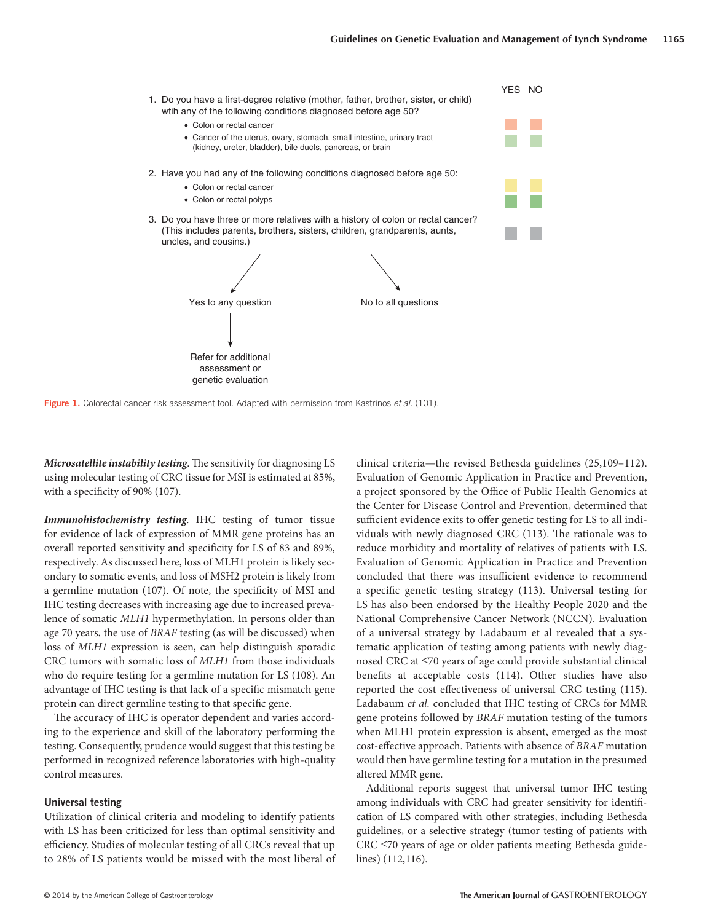1. Do you have a first-degree relative (mother, father, brother, sister, or child) wtih any of the following conditions diagnosed before age 50?
   - Colon or rectal cancer
   - Cancer of the uterus, ovary, stomach, small intestine, urinary tract (kidney, ureter, bladder), bile ducts, pancreas, or brain
2. Have you had any of the following conditions diagnosed before age 50:
   - Colon or rectal cancer
   - Colon or rectal polyps
3. Do you have three or more relatives with a history of colon or rectal cancer? (This includes parents, brothers, sisters, children, grandparents, aunts, uncles, and cousins.)

YES / NO

Yes to any question → Refer for additional assessment or genetic evaluation

No to all questions

**Figure 1.** Colorectal cancer risk assessment tool. Adapted with permission from Kastrinos *et al.* (101).

***Microsatellite instability testing***. The sensitivity for diagnosing LS using molecular testing of CRC tissue for MSI is estimated at 85%, with a specificity of 90% (107).

***Immunohistochemistry testing***. IHC testing of tumor tissue for evidence of lack of expression of MMR gene proteins has an overall reported sensitivity and specificity for LS of 83 and 89%, respectively. As discussed here, loss of MLH1 protein is likely secondary to somatic events, and loss of MSH2 protein is likely from a germline mutation (107). Of note, the specificity of MSI and IHC testing decreases with increasing age due to increased prevalence of somatic *MLH1* hypermethylation. In persons older than age 70 years, the use of *BRAF* testing (as will be discussed) when loss of *MLH1* expression is seen, can help distinguish sporadic CRC tumors with somatic loss of *MLH1* from those individuals who do require testing for a germline mutation for LS (108). An advantage of IHC testing is that lack of a specific mismatch gene protein can direct germline testing to that specific gene.

The accuracy of IHC is operator dependent and varies according to the experience and skill of the laboratory performing the testing. Consequently, prudence would suggest that this testing be performed in recognized reference laboratories with high-quality control measures.

### Universal testing

Utilization of clinical criteria and modeling to identify patients with LS has been criticized for less than optimal sensitivity and efficiency. Studies of molecular testing of all CRCs reveal that up to 28% of LS patients would be missed with the most liberal of clinical criteria—the revised Bethesda guidelines (25,109–112). Evaluation of Genomic Application in Practice and Prevention, a project sponsored by the Office of Public Health Genomics at the Center for Disease Control and Prevention, determined that sufficient evidence exits to offer genetic testing for LS to all individuals with newly diagnosed CRC (113). The rationale was to reduce morbidity and mortality of relatives of patients with LS. Evaluation of Genomic Application in Practice and Prevention concluded that there was insufficient evidence to recommend a specific genetic testing strategy (113). Universal testing for LS has also been endorsed by the Healthy People 2020 and the National Comprehensive Cancer Network (NCCN). Evaluation of a universal strategy by Ladabaum et al revealed that a systematic application of testing among patients with newly diagnosed CRC at ≤70 years of age could provide substantial clinical benefits at acceptable costs (114). Other studies have also reported the cost effectiveness of universal CRC testing (115). Ladabaum *et al.* concluded that IHC testing of CRCs for MMR gene proteins followed by *BRAF* mutation testing of the tumors when MLH1 protein expression is absent, emerged as the most cost-effective approach. Patients with absence of *BRAF* mutation would then have germline testing for a mutation in the presumed altered MMR gene.

Additional reports suggest that universal tumor IHC testing among individuals with CRC had greater sensitivity for identification of LS compared with other strategies, including Bethesda guidelines, or a selective strategy (tumor testing of patients with CRC ≤70 years of age or older patients meeting Bethesda guidelines) (112,116).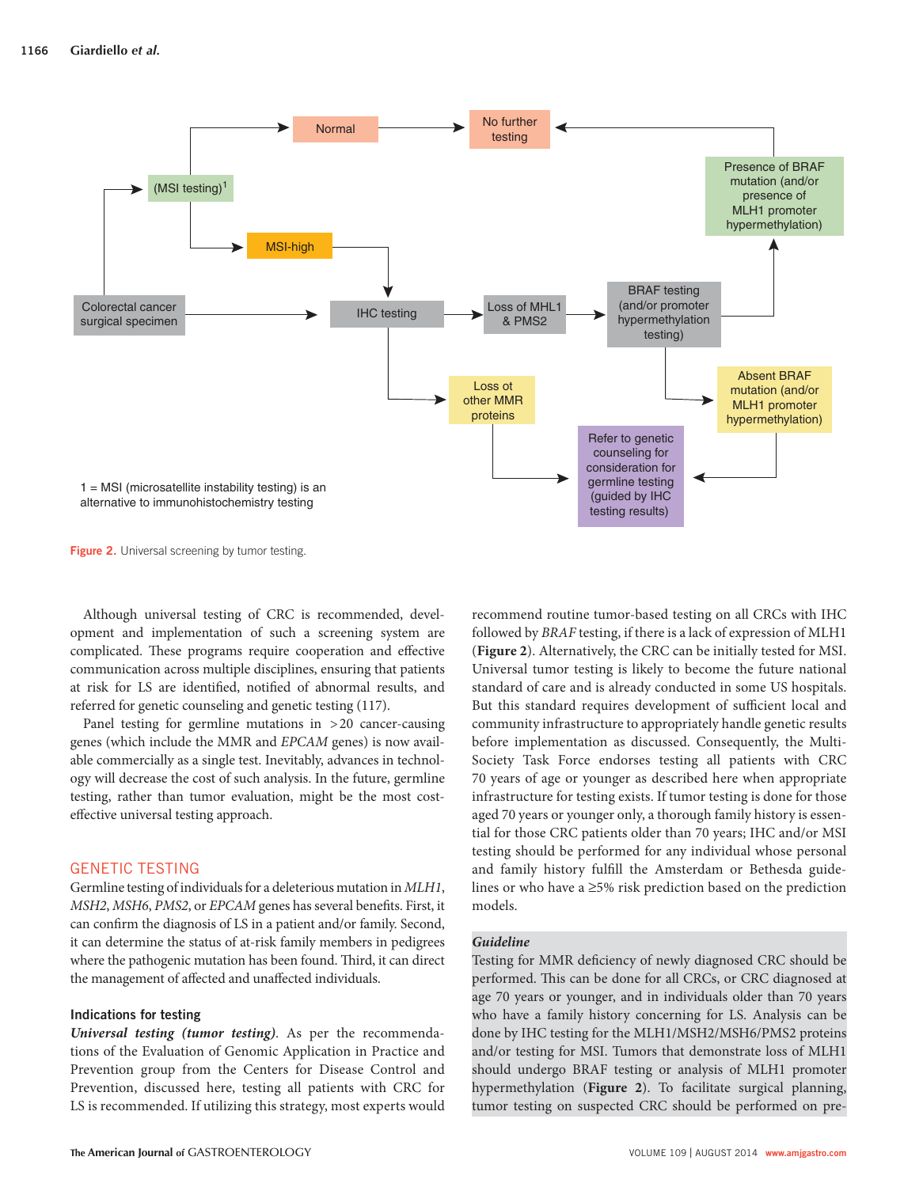Normal → No further testing

(MSI testing)[1] → Normal / MSI-high

Colorectal cancer surgical specimen → (MSI testing)[1] / IHC testing

MSI-high → IHC testing

IHC testing → Loss of MHL1 & PMS2 / Loss ot other MMR proteins

Loss of MHL1 & PMS2 → BRAF testing (and/or promoter hypermethylation testing)

BRAF testing (and/or promoter hypermethylation testing) → Presence of BRAF mutation (and/or presence of MLH1 promoter hypermethylation) / Absent BRAF mutation (and/or MLH1 promoter hypermethylation)

Presence of BRAF mutation (and/or presence of MLH1 promoter hypermethylation) → No further testing

Loss ot other MMR proteins → Refer to genetic counseling for consideration for germline testing (guided by IHC testing results)

Absent BRAF mutation (and/or MLH1 promoter hypermethylation) → Refer to genetic counseling for consideration for germline testing (guided by IHC testing results)

1 = MSI (microsatellite instability testing) is an alternative to immunohistochemistry testing

Figure 2. Universal screening by tumor testing.

Although universal testing of CRC is recommended, development and implementation of such a screening system are complicated. These programs require cooperation and effective communication across multiple disciplines, ensuring that patients at risk for LS are identified, notified of abnormal results, and referred for genetic counseling and genetic testing (117).

Panel testing for germline mutations in >20 cancer-causing genes (which include the MMR and *EPCAM* genes) is now available commercially as a single test. Inevitably, advances in technology will decrease the cost of such analysis. In the future, germline testing, rather than tumor evaluation, might be the most cost-effective universal testing approach.

## GENETIC TESTING

Germline testing of individuals for a deleterious mutation in *MLH1*, *MSH2*, *MSH6*, *PMS2*, or *EPCAM* genes has several benefits. First, it can confirm the diagnosis of LS in a patient and/or family. Second, it can determine the status of at-risk family members in pedigrees where the pathogenic mutation has been found. Third, it can direct the management of affected and unaffected individuals.

### Indications for testing

***Universal testing (tumor testing)***. As per the recommendations of the Evaluation of Genomic Application in Practice and Prevention group from the Centers for Disease Control and Prevention, discussed here, testing all patients with CRC for LS is recommended. If utilizing this strategy, most experts would recommend routine tumor-based testing on all CRCs with IHC followed by *BRAF* testing, if there is a lack of expression of MLH1 (**Figure 2**). Alternatively, the CRC can be initially tested for MSI. Universal tumor testing is likely to become the future national standard of care and is already conducted in some US hospitals. But this standard requires development of sufficient local and community infrastructure to appropriately handle genetic results before implementation as discussed. Consequently, the Multi-Society Task Force endorses testing all patients with CRC 70 years of age or younger as described here when appropriate infrastructure for testing exists. If tumor testing is done for those aged 70 years or younger only, a thorough family history is essential for those CRC patients older than 70 years; IHC and/or MSI testing should be performed for any individual whose personal and family history fulfill the Amsterdam or Bethesda guidelines or who have a ≥5% risk prediction based on the prediction models.

***Guideline***

Testing for MMR deficiency of newly diagnosed CRC should be performed. This can be done for all CRCs, or CRC diagnosed at age 70 years or younger, and in individuals older than 70 years who have a family history concerning for LS. Analysis can be done by IHC testing for the MLH1/MSH2/MSH6/PMS2 proteins and/or testing for MSI. Tumors that demonstrate loss of MLH1 should undergo BRAF testing or analysis of MLH1 promoter hypermethylation (**Figure 2**). To facilitate surgical planning, tumor testing on suspected CRC should be performed on pre-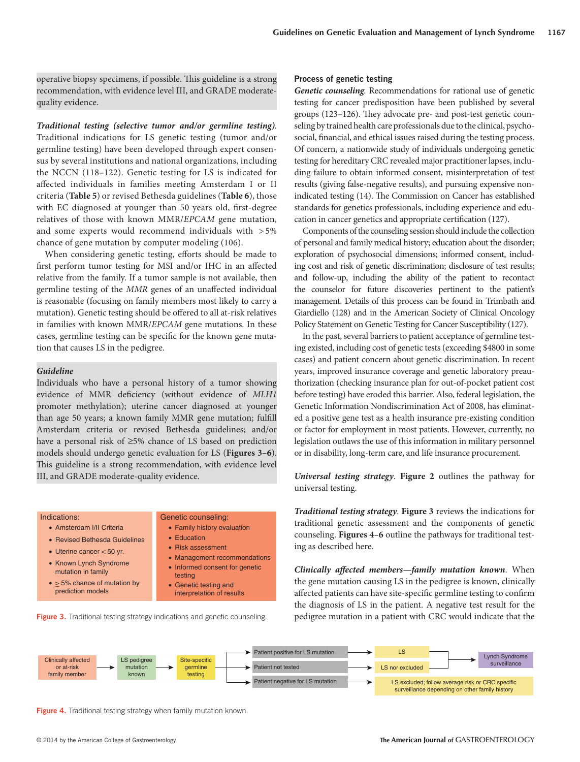operative biopsy specimens, if possible. This guideline is a strong recommendation, with evidence level III, and GRADE moderate-quality evidence.

***Traditional testing (selective tumor and/or germline testing)***. Traditional indications for LS genetic testing (tumor and/or germline testing) have been developed through expert consensus by several institutions and national organizations, including the NCCN (118–122). Genetic testing for LS is indicated for affected individuals in families meeting Amsterdam I or II criteria (**Table 5**) or revised Bethesda guidelines (**Table 6**), those with EC diagnosed at younger than 50 years old, first-degree relatives of those with known MMR/*EPCAM* gene mutation, and some experts would recommend individuals with >5% chance of gene mutation by computer modeling (106).

When considering genetic testing, efforts should be made to first perform tumor testing for MSI and/or IHC in an affected relative from the family. If a tumor sample is not available, then germline testing of the *MMR* genes of an unaffected individual is reasonable (focusing on family members most likely to carry a mutation). Genetic testing should be offered to all at-risk relatives in families with known MMR/*EPCAM* gene mutations. In these cases, germline testing can be specific for the known gene mutation that causes LS in the pedigree.

***Guideline***

Individuals who have a personal history of a tumor showing evidence of MMR deficiency (without evidence of *MLH1* promoter methylation); uterine cancer diagnosed at younger than age 50 years; a known family MMR gene mutation; fulfill Amsterdam criteria or revised Bethesda guidelines; and/or have a personal risk of ≥5% chance of LS based on prediction models should undergo genetic evaluation for LS (**Figures 3–6**). This guideline is a strong recommendation, with evidence level III, and GRADE moderate-quality evidence.

| Indications: | Genetic counseling: |
|---|---|
| • Amsterdam I/II Criteria | • Family history evaluation |
| • Revised Bethesda Guidelines | • Education |
| • Uterine cancer < 50 yr. | • Risk assessment |
| • Known Lynch Syndrome mutation in family | • Management recommendations |
| • ≥ 5% chance of mutation by prediction models | • Informed consent for genetic testing |
| | • Genetic testing and interpretation of results |

**Figure 3.** Traditional testing strategy indications and genetic counseling.

**Process of genetic testing**

***Genetic counseling***. Recommendations for rational use of genetic testing for cancer predisposition have been published by several groups (123–126). They advocate pre- and post-test genetic counseling by trained health care professionals due to the clinical, psychosocial, financial, and ethical issues raised during the testing process. Of concern, a nationwide study of individuals undergoing genetic testing for hereditary CRC revealed major practitioner lapses, including failure to obtain informed consent, misinterpretation of test results (giving false-negative results), and pursuing expensive non-indicated testing (14). The Commission on Cancer has established standards for genetics professionals, including experience and education in cancer genetics and appropriate certification (127).

Components of the counseling session should include the collection of personal and family medical history; education about the disorder; exploration of psychosocial dimensions; informed consent, including cost and risk of genetic discrimination; disclosure of test results; and follow-up, including the ability of the patient to recontact the counselor for future discoveries pertinent to the patient's management. Details of this process can be found in Trimbath and Giardiello (128) and in the American Society of Clinical Oncology Policy Statement on Genetic Testing for Cancer Susceptibility (127).

In the past, several barriers to patient acceptance of germline testing existed, including cost of genetic tests (exceeding $4800 in some cases) and patient concern about genetic discrimination. In recent years, improved insurance coverage and genetic laboratory preauthorization (checking insurance plan for out-of-pocket patient cost before testing) have eroded this barrier. Also, federal legislation, the Genetic Information Nondiscrimination Act of 2008, has eliminated a positive gene test as a health insurance pre-existing condition or factor for employment in most patients. However, currently, no legislation outlaws the use of this information in military personnel or in disability, long-term care, and life insurance procurement.

***Universal testing strategy***. **Figure 2** outlines the pathway for universal testing.

***Traditional testing strategy***. **Figure 3** reviews the indications for traditional genetic assessment and the components of genetic counseling. **Figures 4–6** outline the pathways for traditional testing as described here.

***Clinically affected members—family mutation known***. When the gene mutation causing LS in the pedigree is known, clinically affected patients can have site-specific germline testing to confirm the diagnosis of LS in the patient. A negative test result for the pedigree mutation in a patient with CRC would indicate that the

Clinically affected or at-risk family member → LS pedigree mutation known → Site-specific germline testing →
- Patient positive for LS mutation → LS → Lynch Syndrome surveillance
- Patient not tested → LS nor excluded → Lynch Syndrome surveillance
- Patient negative for LS mutation → LS excluded; follow average risk or CRC specific surveillance depending on other family history

**Figure 4.** Traditional testing strategy when family mutation known.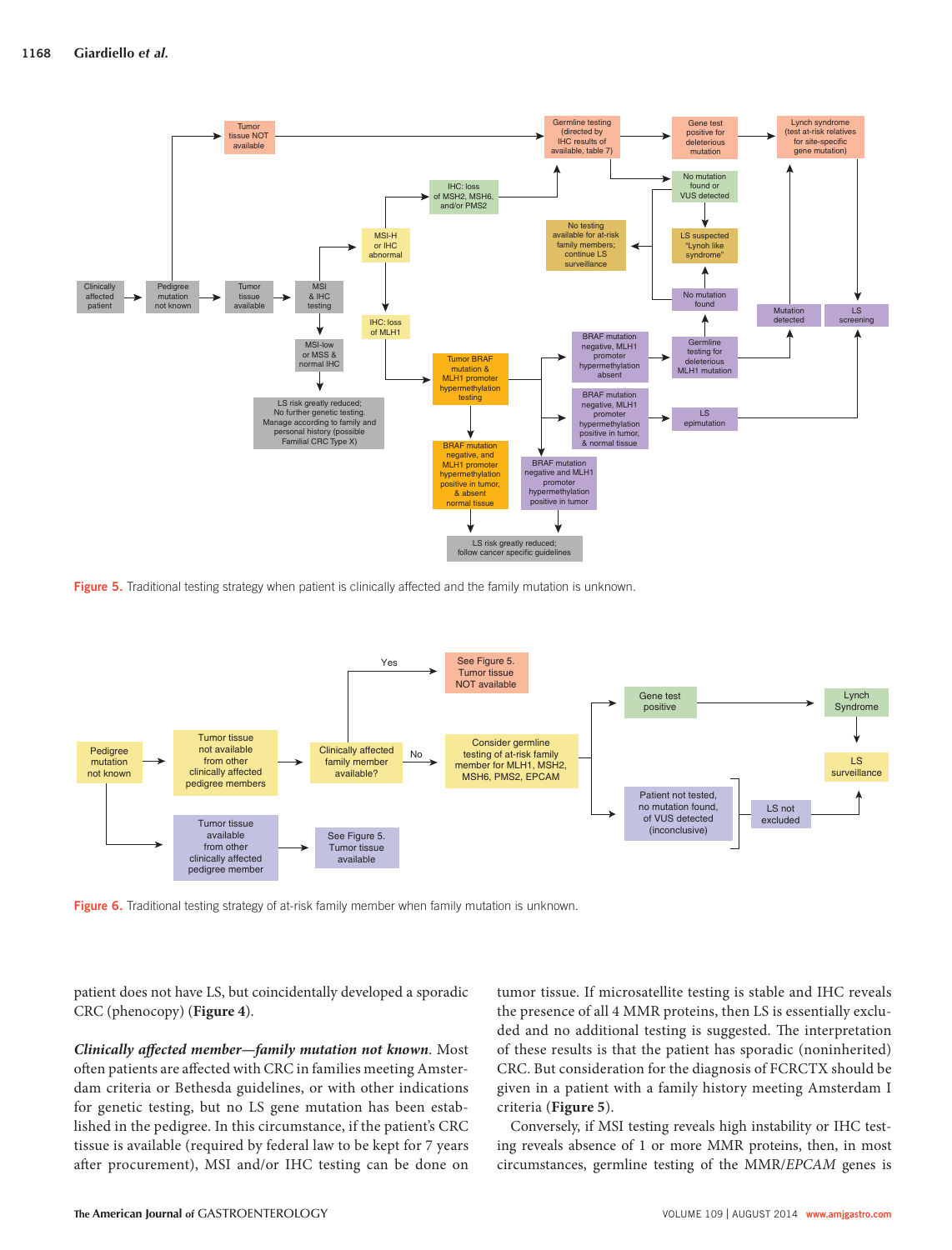Figure 5. Traditional testing strategy when patient is clinically affected and the family mutation is unknown.

Figure 6. Traditional testing strategy of at-risk family member when family mutation is unknown.

patient does not have LS, but coincidentally developed a sporadic CRC (phenocopy) (**Figure 4**).

***Clinically affected member—family mutation not known***. Most often patients are affected with CRC in families meeting Amsterdam criteria or Bethesda guidelines, or with other indications for genetic testing, but no LS gene mutation has been established in the pedigree. In this circumstance, if the patient's CRC tissue is available (required by federal law to be kept for 7 years after procurement), MSI and/or IHC testing can be done on tumor tissue. If microsatellite testing is stable and IHC reveals the presence of all 4 MMR proteins, then LS is essentially excluded and no additional testing is suggested. The interpretation of these results is that the patient has sporadic (noninherited) CRC. But consideration for the diagnosis of FCRCTX should be given in a patient with a family history meeting Amsterdam I criteria (**Figure 5**).

Conversely, if MSI testing reveals high instability or IHC testing reveals absence of 1 or more MMR proteins, then, in most circumstances, germline testing of the MMR/*EPCAM* genes is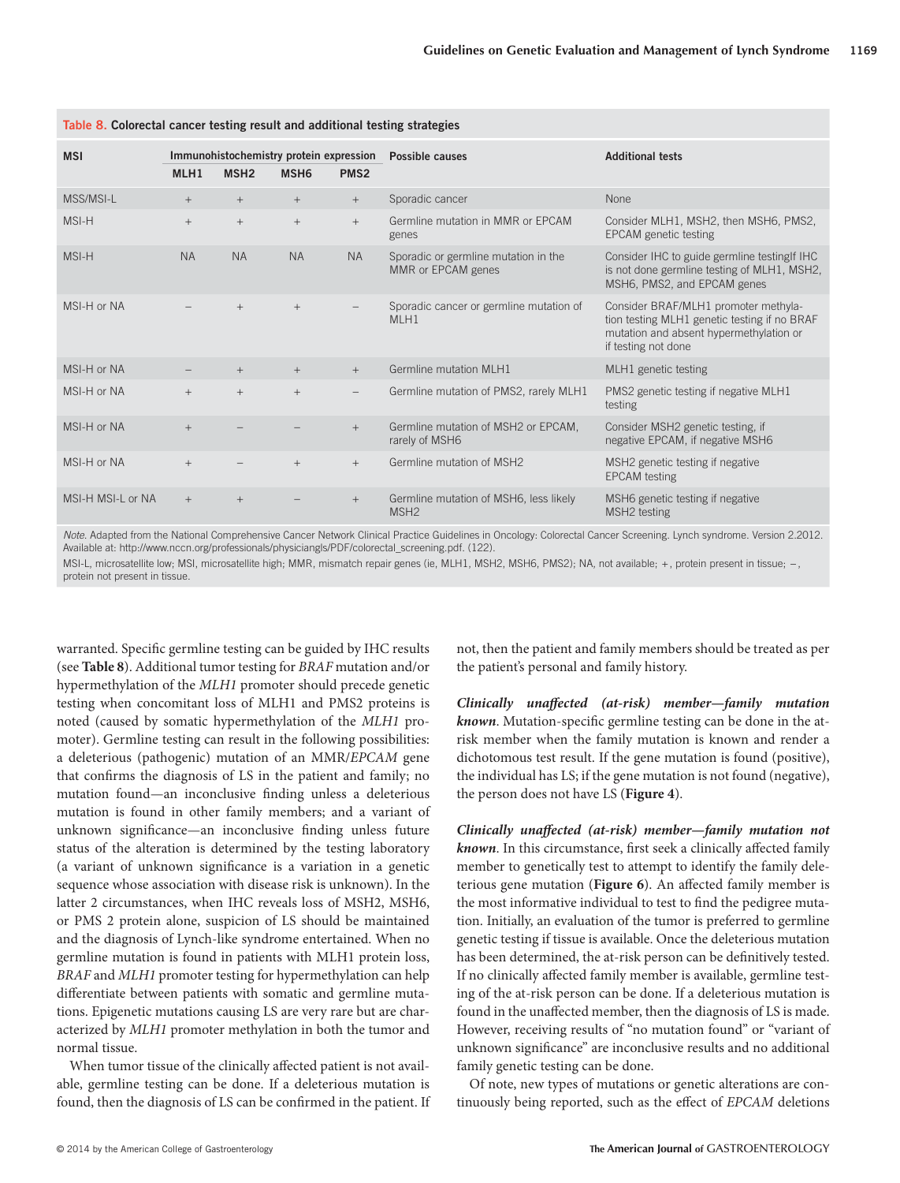**Table 8. Colorectal cancer testing result and additional testing strategies**

| MSI | Immunohistochemistry protein expression | | | | Possible causes | Additional tests |
|---|---|---|---|---|---|---|
| | MLH1 | MSH2 | MSH6 | PMS2 | | |
| MSS/MSI-L | + | + | + | + | Sporadic cancer | None |
| MSI-H | + | + | + | + | Germline mutation in MMR or EPCAM genes | Consider MLH1, MSH2, then MSH6, PMS2, EPCAM genetic testing |
| MSI-H | NA | NA | NA | NA | Sporadic or germline mutation in the MMR or EPCAM genes | Consider IHC to guide germline testingIf IHC is not done germline testing of MLH1, MSH2, MSH6, PMS2, and EPCAM genes |
| MSI-H or NA | − | + | + | − | Sporadic cancer or germline mutation of MLH1 | Consider BRAF/MLH1 promoter methylation testing MLH1 genetic testing if no BRAF mutation and absent hypermethylation or if testing not done |
| MSI-H or NA | − | + | + | + | Germline mutation MLH1 | MLH1 genetic testing |
| MSI-H or NA | + | + | + | − | Germline mutation of PMS2, rarely MLH1 | PMS2 genetic testing if negative MLH1 testing |
| MSI-H or NA | + | − | − | + | Germline mutation of MSH2 or EPCAM, rarely of MSH6 | Consider MSH2 genetic testing, if negative EPCAM, if negative MSH6 |
| MSI-H or NA | + | − | + | + | Germline mutation of MSH2 | MSH2 genetic testing if negative EPCAM testing |
| MSI-H MSI-L or NA | + | + | − | + | Germline mutation of MSH6, less likely MSH2 | MSH6 genetic testing if negative MSH2 testing |

*Note.* Adapted from the National Comprehensive Cancer Network Clinical Practice Guidelines in Oncology: Colorectal Cancer Screening. Lynch syndrome. Version 2.2012. Available at: http://www.nccn.org/professionals/physiciangls/PDF/colorectal_screening.pdf. (122).

MSI-L, microsatellite low; MSI, microsatellite high; MMR, mismatch repair genes (ie, MLH1, MSH2, MSH6, PMS2); NA, not available; +, protein present in tissue; −, protein not present in tissue.

warranted. Specific germline testing can be guided by IHC results (see **Table 8**). Additional tumor testing for *BRAF* mutation and/or hypermethylation of the *MLH1* promoter should precede genetic testing when concomitant loss of MLH1 and PMS2 proteins is noted (caused by somatic hypermethylation of the *MLH1* promoter). Germline testing can result in the following possibilities: a deleterious (pathogenic) mutation of an MMR/*EPCAM* gene that confirms the diagnosis of LS in the patient and family; no mutation found—an inconclusive finding unless a deleterious mutation is found in other family members; and a variant of unknown significance—an inconclusive finding unless future status of the alteration is determined by the testing laboratory (a variant of unknown significance is a variation in a genetic sequence whose association with disease risk is unknown). In the latter 2 circumstances, when IHC reveals loss of MSH2, MSH6, or PMS 2 protein alone, suspicion of LS should be maintained and the diagnosis of Lynch-like syndrome entertained. When no germline mutation is found in patients with MLH1 protein loss, *BRAF* and *MLH1* promoter testing for hypermethylation can help differentiate between patients with somatic and germline mutations. Epigenetic mutations causing LS are very rare but are characterized by *MLH1* promoter methylation in both the tumor and normal tissue.

When tumor tissue of the clinically affected patient is not available, germline testing can be done. If a deleterious mutation is found, then the diagnosis of LS can be confirmed in the patient. If not, then the patient and family members should be treated as per the patient's personal and family history.

***Clinically unaffected (at-risk) member—family mutation known***. Mutation-specific germline testing can be done in the at-risk member when the family mutation is known and render a dichotomous test result. If the gene mutation is found (positive), the individual has LS; if the gene mutation is not found (negative), the person does not have LS (**Figure 4**).

***Clinically unaffected (at-risk) member—family mutation not known***. In this circumstance, first seek a clinically affected family member to genetically test to attempt to identify the family deleterious gene mutation (**Figure 6**). An affected family member is the most informative individual to test to find the pedigree mutation. Initially, an evaluation of the tumor is preferred to germline genetic testing if tissue is available. Once the deleterious mutation has been determined, the at-risk person can be definitively tested. If no clinically affected family member is available, germline testing of the at-risk person can be done. If a deleterious mutation is found in the unaffected member, then the diagnosis of LS is made. However, receiving results of "no mutation found" or "variant of unknown significance" are inconclusive results and no additional family genetic testing can be done.

Of note, new types of mutations or genetic alterations are continuously being reported, such as the effect of *EPCAM* deletions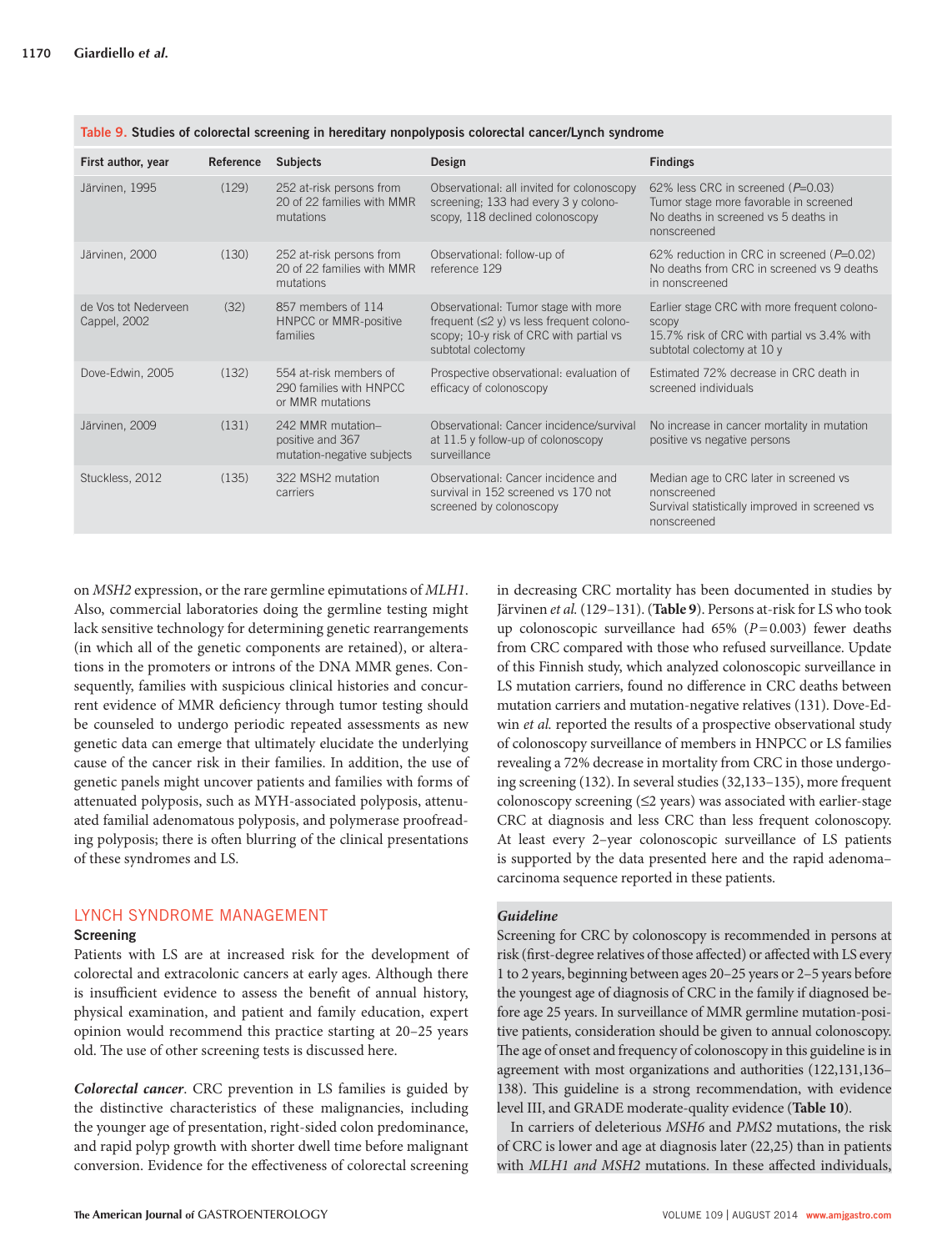Table 9. Studies of colorectal screening in hereditary nonpolyposis colorectal cancer/Lynch syndrome

| First author, year | Reference | Subjects | Design | Findings |
|---|---|---|---|---|
| Järvinen, 1995 | (129) | 252 at-risk persons from 20 of 22 families with MMR mutations | Observational: all invited for colonoscopy screening; 133 had every 3 y colonoscopy, 118 declined colonoscopy | 62% less CRC in screened ($P$=0.03) Tumor stage more favorable in screened No deaths in screened vs 5 deaths in nonscreened |
| Järvinen, 2000 | (130) | 252 at-risk persons from 20 of 22 families with MMR mutations | Observational: follow-up of reference 129 | 62% reduction in CRC in screened ($P$=0.02) No deaths from CRC in screened vs 9 deaths in nonscreened |
| de Vos tot Nederveen Cappel, 2002 | (32) | 857 members of 114 HNPCC or MMR-positive families | Observational: Tumor stage with more frequent (≤2 y) vs less frequent colonoscopy; 10-y risk of CRC with partial vs subtotal colectomy | Earlier stage CRC with more frequent colonoscopy 15.7% risk of CRC with partial vs 3.4% with subtotal colectomy at 10 y |
| Dove-Edwin, 2005 | (132) | 554 at-risk members of 290 families with HNPCC or MMR mutations | Prospective observational: evaluation of efficacy of colonoscopy | Estimated 72% decrease in CRC death in screened individuals |
| Järvinen, 2009 | (131) | 242 MMR mutation–positive and 367 mutation-negative subjects | Observational: Cancer incidence/survival at 11.5 y follow-up of colonoscopy surveillance | No increase in cancer mortality in mutation positive vs negative persons |
| Stuckless, 2012 | (135) | 322 MSH2 mutation carriers | Observational: Cancer incidence and survival in 152 screened vs 170 not screened by colonoscopy | Median age to CRC later in screened vs nonscreened Survival statistically improved in screened vs nonscreened |

on *MSH2* expression, or the rare germline epimutations of *MLH1*. Also, commercial laboratories doing the germline testing might lack sensitive technology for determining genetic rearrangements (in which all of the genetic components are retained), or alterations in the promoters or introns of the DNA MMR genes. Consequently, families with suspicious clinical histories and concurrent evidence of MMR deficiency through tumor testing should be counseled to undergo periodic repeated assessments as new genetic data can emerge that ultimately elucidate the underlying cause of the cancer risk in their families. In addition, the use of genetic panels might uncover patients and families with forms of attenuated polyposis, such as MYH-associated polyposis, attenuated familial adenomatous polyposis, and polymerase proofreading polyposis; there is often blurring of the clinical presentations of these syndromes and LS.

## LYNCH SYNDROME MANAGEMENT

### Screening

Patients with LS are at increased risk for the development of colorectal and extracolonic cancers at early ages. Although there is insufficient evidence to assess the benefit of annual history, physical examination, and patient and family education, expert opinion would recommend this practice starting at 20–25 years old. The use of other screening tests is discussed here.

***Colorectal cancer***. CRC prevention in LS families is guided by the distinctive characteristics of these malignancies, including the younger age of presentation, right-sided colon predominance, and rapid polyp growth with shorter dwell time before malignant conversion. Evidence for the effectiveness of colorectal screening in decreasing CRC mortality has been documented in studies by Järvinen *et al.* (129–131). (**Table 9**). Persons at-risk for LS who took up colonoscopic surveillance had 65% ($P$=0.003) fewer deaths from CRC compared with those who refused surveillance. Update of this Finnish study, which analyzed colonoscopic surveillance in LS mutation carriers, found no difference in CRC deaths between mutation carriers and mutation-negative relatives (131). Dove-Edwin *et al.* reported the results of a prospective observational study of colonoscopy surveillance of members in HNPCC or LS families revealing a 72% decrease in mortality from CRC in those undergoing screening (132). In several studies (32,133–135), more frequent colonoscopy screening (≤2 years) was associated with earlier-stage CRC at diagnosis and less CRC than less frequent colonoscopy. At least every 2-year colonoscopic surveillance of LS patients is supported by the data presented here and the rapid adenoma–carcinoma sequence reported in these patients.

***Guideline***

Screening for CRC by colonoscopy is recommended in persons at risk (first-degree relatives of those affected) or affected with LS every 1 to 2 years, beginning between ages 20–25 years or 2–5 years before the youngest age of diagnosis of CRC in the family if diagnosed before age 25 years. In surveillance of MMR germline mutation-positive patients, consideration should be given to annual colonoscopy. The age of onset and frequency of colonoscopy in this guideline is in agreement with most organizations and authorities (122,131,136–138). This guideline is a strong recommendation, with evidence level III, and GRADE moderate-quality evidence (**Table 10**).

In carriers of deleterious *MSH6* and *PMS2* mutations, the risk of CRC is lower and age at diagnosis later (22,25) than in patients with *MLH1 and MSH2* mutations. In these affected individuals,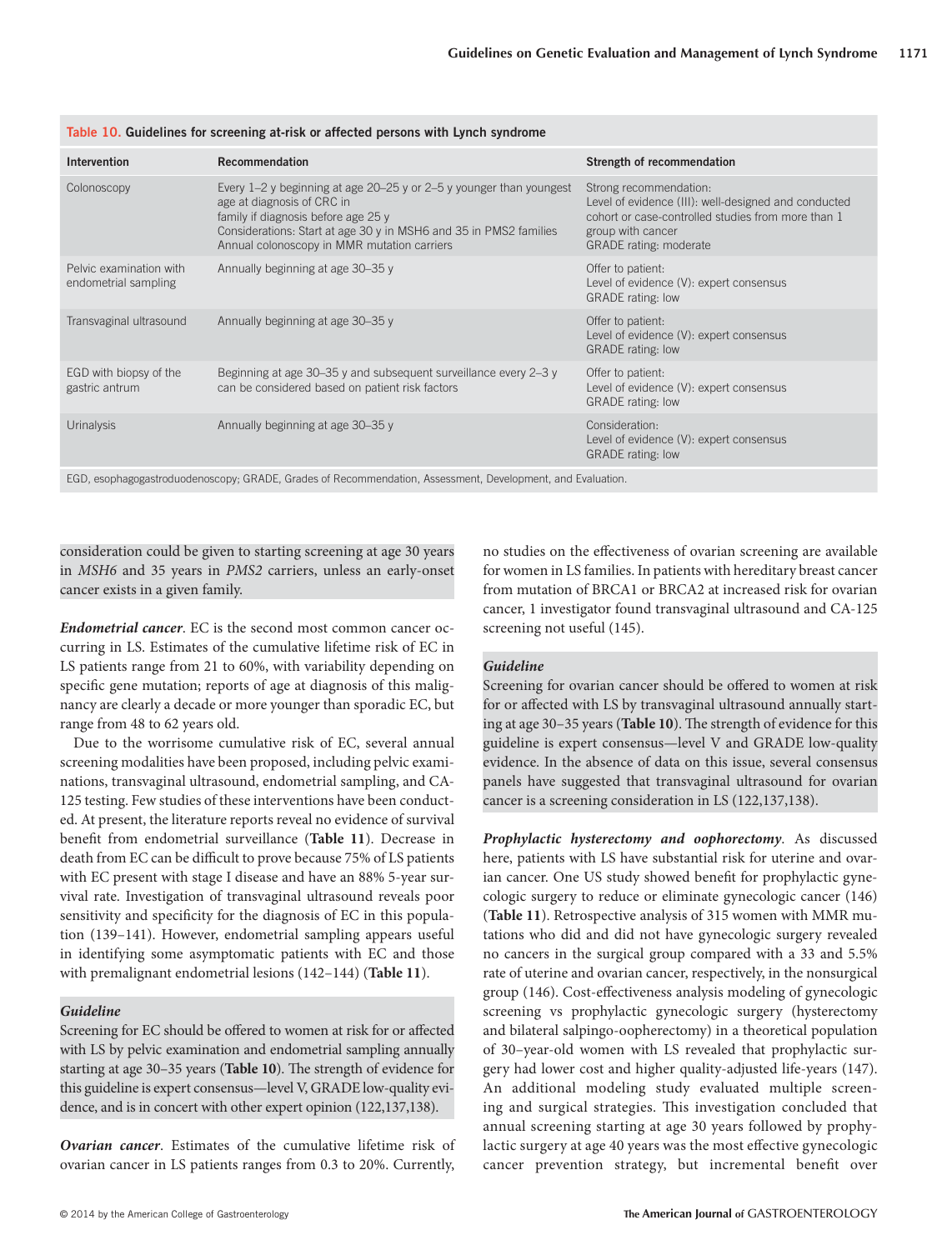Table 10. Guidelines for screening at-risk or affected persons with Lynch syndrome

| Intervention | Recommendation | Strength of recommendation |
|---|---|---|
| Colonoscopy | Every 1–2 y beginning at age 20–25 y or 2–5 y younger than youngest age at diagnosis of CRC in family if diagnosis before age 25 y<br>Considerations: Start at age 30 y in MSH6 and 35 in PMS2 families<br>Annual colonoscopy in MMR mutation carriers | Strong recommendation:<br>Level of evidence (III): well-designed and conducted cohort or case-controlled studies from more than 1 group with cancer<br>GRADE rating: moderate |
| Pelvic examination with endometrial sampling | Annually beginning at age 30–35 y | Offer to patient:<br>Level of evidence (V): expert consensus<br>GRADE rating: low |
| Transvaginal ultrasound | Annually beginning at age 30–35 y | Offer to patient:<br>Level of evidence (V): expert consensus<br>GRADE rating: low |
| EGD with biopsy of the gastric antrum | Beginning at age 30–35 y and subsequent surveillance every 2–3 y can be considered based on patient risk factors | Offer to patient:<br>Level of evidence (V): expert consensus<br>GRADE rating: low |
| Urinalysis | Annually beginning at age 30–35 y | Consideration:<br>Level of evidence (V): expert consensus<br>GRADE rating: low |

EGD, esophagogastroduodenoscopy; GRADE, Grades of Recommendation, Assessment, Development, and Evaluation.

consideration could be given to starting screening at age 30 years in *MSH6* and 35 years in *PMS2* carriers, unless an early-onset cancer exists in a given family.

***Endometrial cancer***. EC is the second most common cancer occurring in LS. Estimates of the cumulative lifetime risk of EC in LS patients range from 21 to 60%, with variability depending on specific gene mutation; reports of age at diagnosis of this malignancy are clearly a decade or more younger than sporadic EC, but range from 48 to 62 years old.

Due to the worrisome cumulative risk of EC, several annual screening modalities have been proposed, including pelvic examinations, transvaginal ultrasound, endometrial sampling, and CA-125 testing. Few studies of these interventions have been conducted. At present, the literature reports reveal no evidence of survival benefit from endometrial surveillance (**Table 11**). Decrease in death from EC can be difficult to prove because 75% of LS patients with EC present with stage I disease and have an 88% 5-year survival rate. Investigation of transvaginal ultrasound reveals poor sensitivity and specificity for the diagnosis of EC in this population (139–141). However, endometrial sampling appears useful in identifying some asymptomatic patients with EC and those with premalignant endometrial lesions (142–144) (**Table 11**).

***Guideline***

Screening for EC should be offered to women at risk for or affected with LS by pelvic examination and endometrial sampling annually starting at age 30–35 years (**Table 10**). The strength of evidence for this guideline is expert consensus—level V, GRADE low-quality evidence, and is in concert with other expert opinion (122,137,138).

***Ovarian cancer***. Estimates of the cumulative lifetime risk of ovarian cancer in LS patients ranges from 0.3 to 20%. Currently, no studies on the effectiveness of ovarian screening are available for women in LS families. In patients with hereditary breast cancer from mutation of BRCA1 or BRCA2 at increased risk for ovarian cancer, 1 investigator found transvaginal ultrasound and CA-125 screening not useful (145).

***Guideline***

Screening for ovarian cancer should be offered to women at risk for or affected with LS by transvaginal ultrasound annually starting at age 30–35 years (**Table 10**). The strength of evidence for this guideline is expert consensus—level V and GRADE low-quality evidence. In the absence of data on this issue, several consensus panels have suggested that transvaginal ultrasound for ovarian cancer is a screening consideration in LS (122,137,138).

***Prophylactic hysterectomy and oophorectomy***. As discussed here, patients with LS have substantial risk for uterine and ovarian cancer. One US study showed benefit for prophylactic gynecologic surgery to reduce or eliminate gynecologic cancer (146) (**Table 11**). Retrospective analysis of 315 women with MMR mutations who did and did not have gynecologic surgery revealed no cancers in the surgical group compared with a 33 and 5.5% rate of uterine and ovarian cancer, respectively, in the nonsurgical group (146). Cost-effectiveness analysis modeling of gynecologic screening vs prophylactic gynecologic surgery (hysterectomy and bilateral salpingo-oopherectomy) in a theoretical population of 30-year-old women with LS revealed that prophylactic surgery had lower cost and higher quality-adjusted life-years (147). An additional modeling study evaluated multiple screening and surgical strategies. This investigation concluded that annual screening starting at age 30 years followed by prophylactic surgery at age 40 years was the most effective gynecologic cancer prevention strategy, but incremental benefit over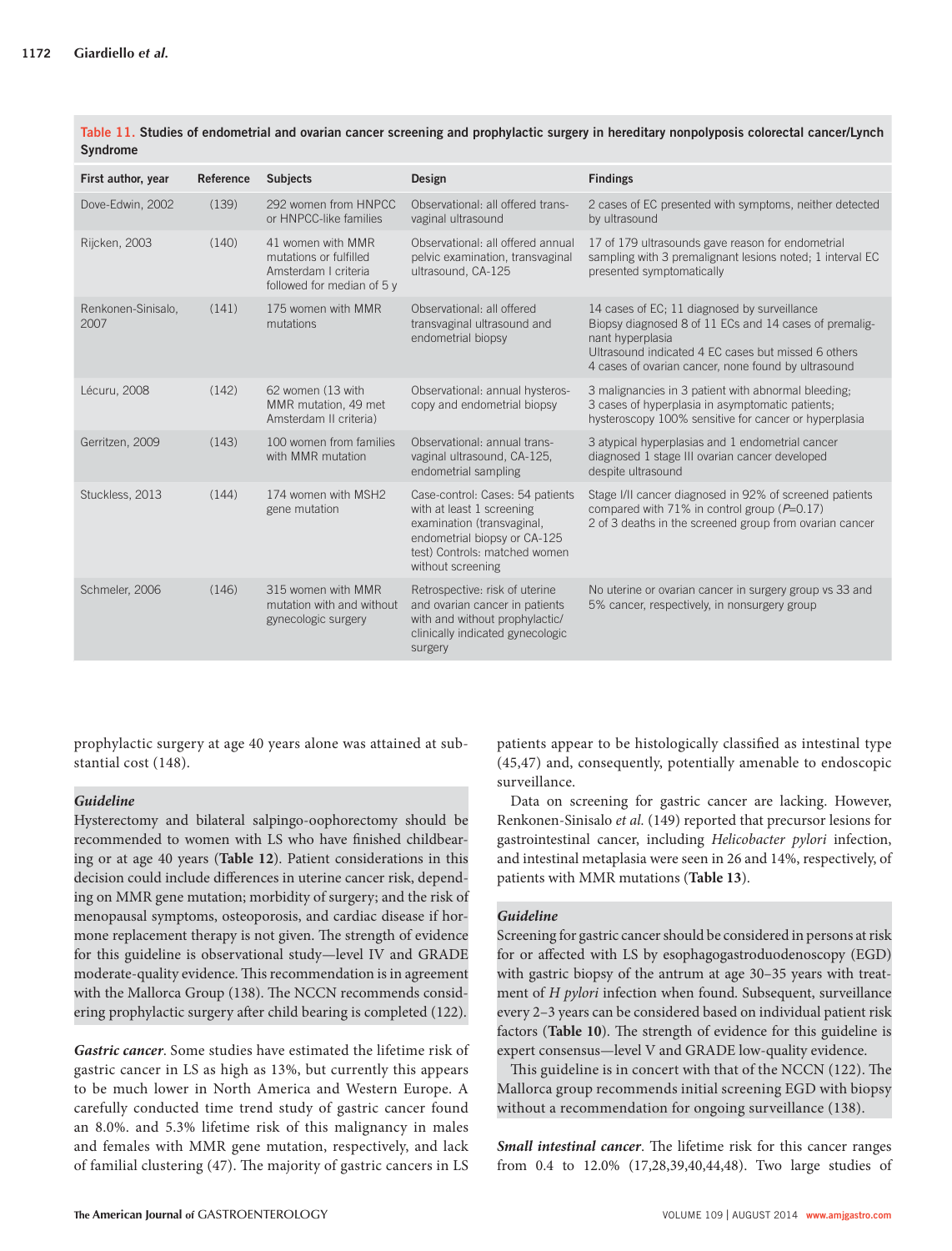**Table 11. Studies of endometrial and ovarian cancer screening and prophylactic surgery in hereditary nonpolyposis colorectal cancer/Lynch Syndrome**

| First author, year | Reference | Subjects | Design | Findings |
|---|---|---|---|---|
| Dove-Edwin, 2002 | (139) | 292 women from HNPCC or HNPCC-like families | Observational: all offered trans-vaginal ultrasound | 2 cases of EC presented with symptoms, neither detected by ultrasound |
| Rijcken, 2003 | (140) | 41 women with MMR mutations or fulfilled Amsterdam I criteria followed for median of 5 y | Observational: all offered annual pelvic examination, transvaginal ultrasound, CA-125 | 17 of 179 ultrasounds gave reason for endometrial sampling with 3 premalignant lesions noted; 1 interval EC presented symptomatically |
| Renkonen-Sinisalo, 2007 | (141) | 175 women with MMR mutations | Observational: all offered transvaginal ultrasound and endometrial biopsy | 14 cases of EC; 11 diagnosed by surveillance<br>Biopsy diagnosed 8 of 11 ECs and 14 cases of premalignant hyperplasia<br>Ultrasound indicated 4 EC cases but missed 6 others<br>4 cases of ovarian cancer, none found by ultrasound |
| Lécuru, 2008 | (142) | 62 women (13 with MMR mutation, 49 met Amsterdam II criteria) | Observational: annual hysteroscopy and endometrial biopsy | 3 malignancies in 3 patient with abnormal bleeding; 3 cases of hyperplasia in asymptomatic patients; hysteroscopy 100% sensitive for cancer or hyperplasia |
| Gerritzen, 2009 | (143) | 100 women from families with MMR mutation | Observational: annual trans-vaginal ultrasound, CA-125, endometrial sampling | 3 atypical hyperplasias and 1 endometrial cancer diagnosed 1 stage III ovarian cancer developed despite ultrasound |
| Stuckless, 2013 | (144) | 174 women with MSH2 gene mutation | Case-control: Cases: 54 patients with at least 1 screening examination (transvaginal, endometrial biopsy or CA-125 test) Controls: matched women without screening | Stage I/II cancer diagnosed in 92% of screened patients compared with 71% in control group ($P$=0.17)<br>2 of 3 deaths in the screened group from ovarian cancer |
| Schmeler, 2006 | (146) | 315 women with MMR mutation with and without gynecologic surgery | Retrospective: risk of uterine and ovarian cancer in patients with and without prophylactic/clinically indicated gynecologic surgery | No uterine or ovarian cancer in surgery group vs 33 and 5% cancer, respectively, in nonsurgery group |

prophylactic surgery at age 40 years alone was attained at substantial cost (148).

***Guideline***
Hysterectomy and bilateral salpingo-oophorectomy should be recommended to women with LS who have finished childbearing or at age 40 years (**Table 12**). Patient considerations in this decision could include differences in uterine cancer risk, depending on MMR gene mutation; morbidity of surgery; and the risk of menopausal symptoms, osteoporosis, and cardiac disease if hormone replacement therapy is not given. The strength of evidence for this guideline is observational study—level IV and GRADE moderate-quality evidence. This recommendation is in agreement with the Mallorca Group (138). The NCCN recommends considering prophylactic surgery after child bearing is completed (122).

***Gastric cancer***. Some studies have estimated the lifetime risk of gastric cancer in LS as high as 13%, but currently this appears to be much lower in North America and Western Europe. A carefully conducted time trend study of gastric cancer found an 8.0%. and 5.3% lifetime risk of this malignancy in males and females with MMR gene mutation, respectively, and lack of familial clustering (47). The majority of gastric cancers in LS patients appear to be histologically classified as intestinal type (45,47) and, consequently, potentially amenable to endoscopic surveillance.

Data on screening for gastric cancer are lacking. However, Renkonen-Sinisalo *et al.* (149) reported that precursor lesions for gastrointestinal cancer, including *Helicobacter pylori* infection, and intestinal metaplasia were seen in 26 and 14%, respectively, of patients with MMR mutations (**Table 13**).

***Guideline***
Screening for gastric cancer should be considered in persons at risk for or affected with LS by esophagogastroduodenoscopy (EGD) with gastric biopsy of the antrum at age 30–35 years with treatment of *H pylori* infection when found. Subsequent, surveillance every 2–3 years can be considered based on individual patient risk factors (**Table 10**). The strength of evidence for this guideline is expert consensus—level V and GRADE low-quality evidence.

This guideline is in concert with that of the NCCN (122). The Mallorca group recommends initial screening EGD with biopsy without a recommendation for ongoing surveillance (138).

***Small intestinal cancer***. The lifetime risk for this cancer ranges from 0.4 to 12.0% (17,28,39,40,44,48). Two large studies of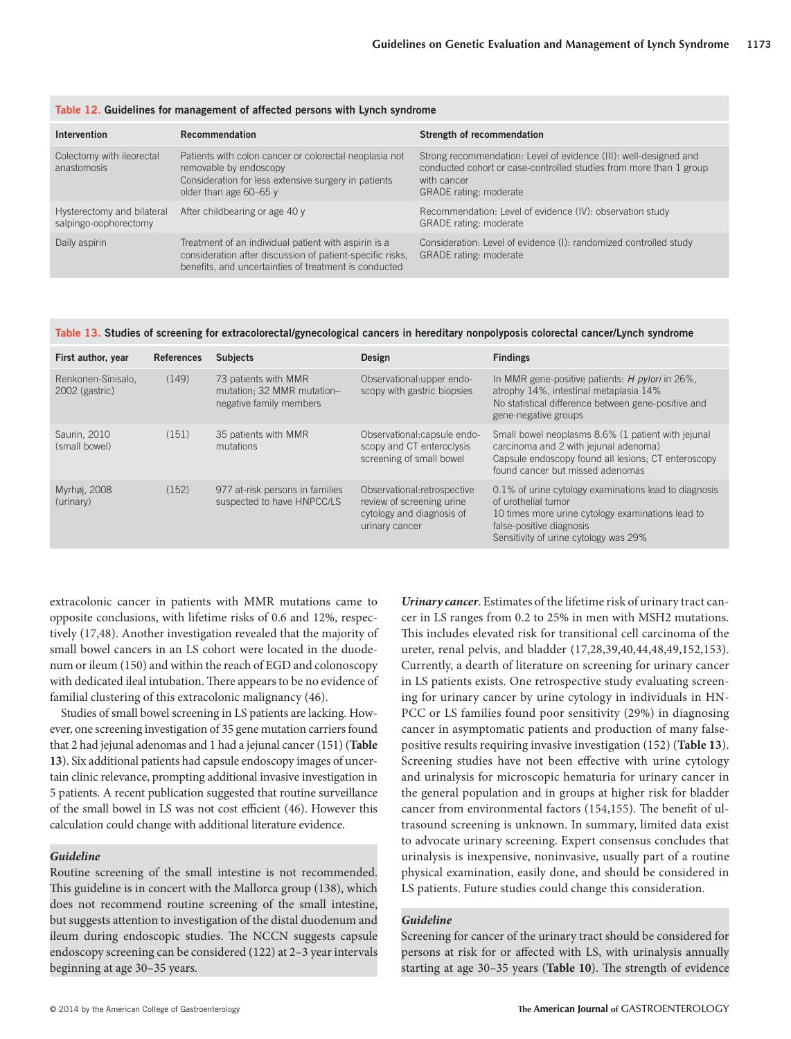**Table 12. Guidelines for management of affected persons with Lynch syndrome**

| Intervention | Recommendation | Strength of recommendation |
|---|---|---|
| Colectomy with ileorectal anastomosis | Patients with colon cancer or colorectal neoplasia not removable by endoscopy<br>Consideration for less extensive surgery in patients older than age 60–65 y | Strong recommendation: Level of evidence (III): well-designed and conducted cohort or case-controlled studies from more than 1 group with cancer<br>GRADE rating: moderate |
| Hysterectomy and bilateral salpingo-oophorectomy | After childbearing or age 40 y | Recommendation: Level of evidence (IV): observation study<br>GRADE rating: moderate |
| Daily aspirin | Treatment of an individual patient with aspirin is a consideration after discussion of patient-specific risks, benefits, and uncertainties of treatment is conducted | Consideration: Level of evidence (I): randomized controlled study<br>GRADE rating: moderate |

**Table 13. Studies of screening for extracolorectal/gynecological cancers in hereditary nonpolyposis colorectal cancer/Lynch syndrome**

| First author, year | References | Subjects | Design | Findings |
|---|---|---|---|---|
| Renkonen-Sinisalo, 2002 (gastric) | (149) | 73 patients with MMR mutation; 32 MMR mutation–negative family members | Observational:upper endoscopy with gastric biopsies | In MMR gene-positive patients: *H pylori* in 26%, atrophy 14%, intestinal metaplasia 14%<br>No statistical difference between gene-positive and gene-negative groups |
| Saurin, 2010 (small bowel) | (151) | 35 patients with MMR mutations | Observational:capsule endoscopy and CT enteroclysis screening of small bowel | Small bowel neoplasms 8.6% (1 patient with jejunal carcinoma and 2 with jejunal adenoma)<br>Capsule endoscopy found all lesions; CT enteroscopy found cancer but missed adenomas |
| Myrhøj, 2008 (urinary) | (152) | 977 at-risk persons in families suspected to have HNPCC/LS | Observational:retrospective review of screening urine cytology and diagnosis of urinary cancer | 0.1% of urine cytology examinations lead to diagnosis of urothelial tumor<br>10 times more urine cytology examinations lead to false-positive diagnosis<br>Sensitivity of urine cytology was 29% |

extracolonic cancer in patients with MMR mutations came to opposite conclusions, with lifetime risks of 0.6 and 12%, respectively (17,48). Another investigation revealed that the majority of small bowel cancers in an LS cohort were located in the duodenum or ileum (150) and within the reach of EGD and colonoscopy with dedicated ileal intubation. There appears to be no evidence of familial clustering of this extracolonic malignancy (46).

Studies of small bowel screening in LS patients are lacking. However, one screening investigation of 35 gene mutation carriers found that 2 had jejunal adenomas and 1 had a jejunal cancer (151) (**Table 13**). Six additional patients had capsule endoscopy images of uncertain clinic relevance, prompting additional invasive investigation in 5 patients. A recent publication suggested that routine surveillance of the small bowel in LS was not cost efficient (46). However this calculation could change with additional literature evidence.

***Guideline***

Routine screening of the small intestine is not recommended. This guideline is in concert with the Mallorca group (138), which does not recommend routine screening of the small intestine, but suggests attention to investigation of the distal duodenum and ileum during endoscopic studies. The NCCN suggests capsule endoscopy screening can be considered (122) at 2–3 year intervals beginning at age 30–35 years.

***Urinary cancer***. Estimates of the lifetime risk of urinary tract cancer in LS ranges from 0.2 to 25% in men with MSH2 mutations. This includes elevated risk for transitional cell carcinoma of the ureter, renal pelvis, and bladder (17,28,39,40,44,48,49,152,153). Currently, a dearth of literature on screening for urinary cancer in LS patients exists. One retrospective study evaluating screening for urinary cancer by urine cytology in individuals in HNPCC or LS families found poor sensitivity (29%) in diagnosing cancer in asymptomatic patients and production of many false-positive results requiring invasive investigation (152) (**Table 13**). Screening studies have not been effective with urine cytology and urinalysis for microscopic hematuria for urinary cancer in the general population and in groups at higher risk for bladder cancer from environmental factors (154,155). The benefit of ultrasound screening is unknown. In summary, limited data exist to advocate urinary screening. Expert consensus concludes that urinalysis is inexpensive, noninvasive, usually part of a routine physical examination, easily done, and should be considered in LS patients. Future studies could change this consideration.

***Guideline***

Screening for cancer of the urinary tract should be considered for persons at risk for or affected with LS, with urinalysis annually starting at age 30–35 years (**Table 10**). The strength of evidence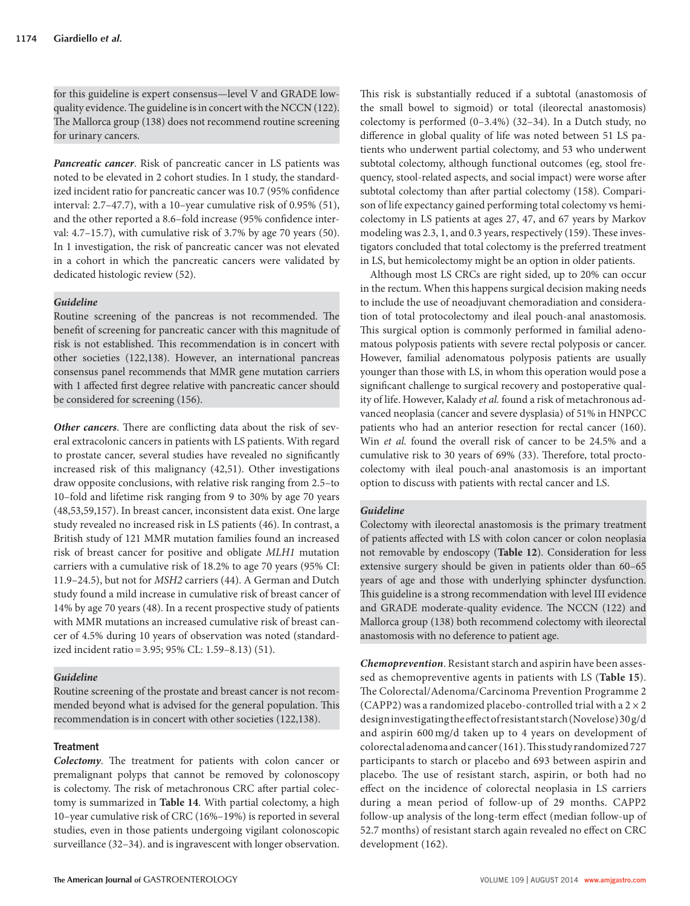for this guideline is expert consensus—level V and GRADE low-quality evidence. The guideline is in concert with the NCCN (122). The Mallorca group (138) does not recommend routine screening for urinary cancers.

***Pancreatic cancer***. Risk of pancreatic cancer in LS patients was noted to be elevated in 2 cohort studies. In 1 study, the standardized incident ratio for pancreatic cancer was 10.7 (95% confidence interval: 2.7–47.7), with a 10–year cumulative risk of 0.95% (51), and the other reported a 8.6–fold increase (95% confidence interval: 4.7–15.7), with cumulative risk of 3.7% by age 70 years (50). In 1 investigation, the risk of pancreatic cancer was not elevated in a cohort in which the pancreatic cancers were validated by dedicated histologic review (52).

***Guideline***

Routine screening of the pancreas is not recommended. The benefit of screening for pancreatic cancer with this magnitude of risk is not established. This recommendation is in concert with other societies (122,138). However, an international pancreas consensus panel recommends that MMR gene mutation carriers with 1 affected first degree relative with pancreatic cancer should be considered for screening (156).

***Other cancers***. There are conflicting data about the risk of several extracolonic cancers in patients with LS patients. With regard to prostate cancer, several studies have revealed no significantly increased risk of this malignancy (42,51). Other investigations draw opposite conclusions, with relative risk ranging from 2.5–to 10–fold and lifetime risk ranging from 9 to 30% by age 70 years (48,53,59,157). In breast cancer, inconsistent data exist. One large study revealed no increased risk in LS patients (46). In contrast, a British study of 121 MMR mutation families found an increased risk of breast cancer for positive and obligate *MLH1* mutation carriers with a cumulative risk of 18.2% to age 70 years (95% CI: 11.9–24.5), but not for *MSH2* carriers (44). A German and Dutch study found a mild increase in cumulative risk of breast cancer of 14% by age 70 years (48). In a recent prospective study of patients with MMR mutations an increased cumulative risk of breast cancer of 4.5% during 10 years of observation was noted (standardized incident ratio = 3.95; 95% CL: 1.59–8.13) (51).

***Guideline***

Routine screening of the prostate and breast cancer is not recommended beyond what is advised for the general population. This recommendation is in concert with other societies (122,138).

### Treatment

***Colectomy***. The treatment for patients with colon cancer or premalignant polyps that cannot be removed by colonoscopy is colectomy. The risk of metachronous CRC after partial colectomy is summarized in **Table 14**. With partial colectomy, a high 10–year cumulative risk of CRC (16%–19%) is reported in several studies, even in those patients undergoing vigilant colonoscopic surveillance (32–34). and is ingravescent with longer observation. This risk is substantially reduced if a subtotal (anastomosis of the small bowel to sigmoid) or total (ileorectal anastomosis) colectomy is performed (0–3.4%) (32–34). In a Dutch study, no difference in global quality of life was noted between 51 LS patients who underwent partial colectomy, and 53 who underwent subtotal colectomy, although functional outcomes (eg, stool frequency, stool-related aspects, and social impact) were worse after subtotal colectomy than after partial colectomy (158). Comparison of life expectancy gained performing total colectomy vs hemicolectomy in LS patients at ages 27, 47, and 67 years by Markov modeling was 2.3, 1, and 0.3 years, respectively (159). These investigators concluded that total colectomy is the preferred treatment in LS, but hemicolectomy might be an option in older patients.

Although most LS CRCs are right sided, up to 20% can occur in the rectum. When this happens surgical decision making needs to include the use of neoadjuvant chemoradiation and consideration of total protocolectomy and ileal pouch-anal anastomosis. This surgical option is commonly performed in familial adenomatous polyposis patients with severe rectal polyposis or cancer. However, familial adenomatous polyposis patients are usually younger than those with LS, in whom this operation would pose a significant challenge to surgical recovery and postoperative quality of life. However, Kalady *et al.* found a risk of metachronous advanced neoplasia (cancer and severe dysplasia) of 51% in HNPCC patients who had an anterior resection for rectal cancer (160). Win *et al.* found the overall risk of cancer to be 24.5% and a cumulative risk to 30 years of 69% (33). Therefore, total proctocolectomy with ileal pouch-anal anastomosis is an important option to discuss with patients with rectal cancer and LS.

***Guideline***

Colectomy with ileorectal anastomosis is the primary treatment of patients affected with LS with colon cancer or colon neoplasia not removable by endoscopy (**Table 12**). Consideration for less extensive surgery should be given in patients older than 60–65 years of age and those with underlying sphincter dysfunction. This guideline is a strong recommendation with level III evidence and GRADE moderate-quality evidence. The NCCN (122) and Mallorca group (138) both recommend colectomy with ileorectal anastomosis with no deference to patient age.

***Chemoprevention***. Resistant starch and aspirin have been assessed as chemopreventive agents in patients with LS (**Table 15**). The Colorectal/Adenoma/Carcinoma Prevention Programme 2 (CAPP2) was a randomized placebo-controlled trial with a 2 × 2 design investigating the effect of resistant starch (Novelose) 30 g/d and aspirin 600 mg/d taken up to 4 years on development of colorectal adenoma and cancer (161). This study randomized 727 participants to starch or placebo and 693 between aspirin and placebo. The use of resistant starch, aspirin, or both had no effect on the incidence of colorectal neoplasia in LS carriers during a mean period of follow-up of 29 months. CAPP2 follow-up analysis of the long-term effect (median follow-up of 52.7 months) of resistant starch again revealed no effect on CRC development (162).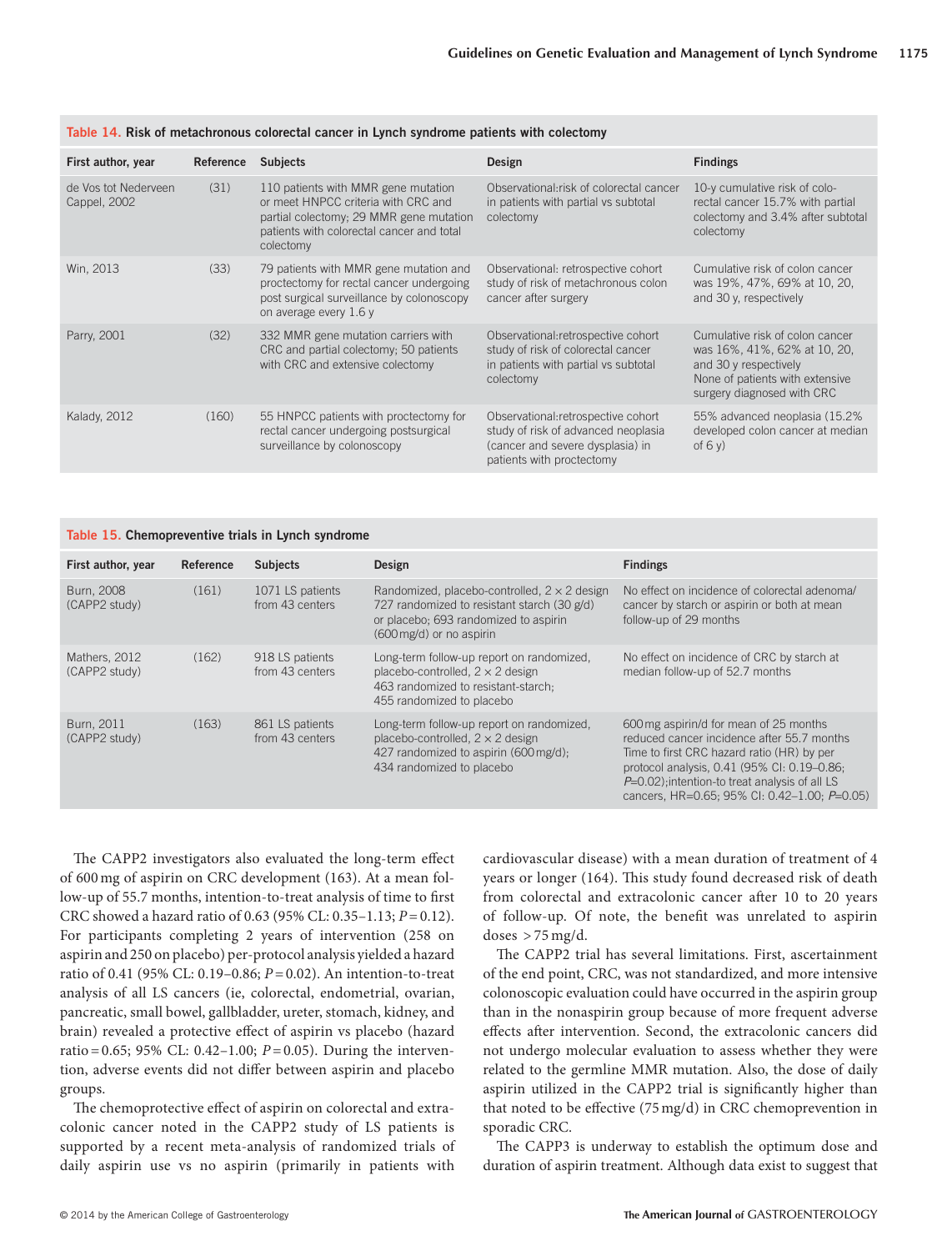**Table 14.** Risk of metachronous colorectal cancer in Lynch syndrome patients with colectomy

| First author, year | Reference | Subjects | Design | Findings |
|---|---|---|---|---|
| de Vos tot Nederveen Cappel, 2002 | (31) | 110 patients with MMR gene mutation or meet HNPCC criteria with CRC and partial colectomy; 29 MMR gene mutation patients with colorectal cancer and total colectomy | Observational:risk of colorectal cancer in patients with partial vs subtotal colectomy | 10-y cumulative risk of colorectal cancer 15.7% with partial colectomy and 3.4% after subtotal colectomy |
| Win, 2013 | (33) | 79 patients with MMR gene mutation and proctectomy for rectal cancer undergoing post surgical surveillance by colonoscopy on average every 1.6 y | Observational: retrospective cohort study of risk of metachronous colon cancer after surgery | Cumulative risk of colon cancer was 19%, 47%, 69% at 10, 20, and 30 y, respectively |
| Parry, 2001 | (32) | 332 MMR gene mutation carriers with CRC and partial colectomy; 50 patients with CRC and extensive colectomy | Observational:retrospective cohort study of risk of colorectal cancer in patients with partial vs subtotal colectomy | Cumulative risk of colon cancer was 16%, 41%, 62% at 10, 20, and 30 y respectively None of patients with extensive surgery diagnosed with CRC |
| Kalady, 2012 | (160) | 55 HNPCC patients with proctectomy for rectal cancer undergoing postsurgical surveillance by colonoscopy | Observational:retrospective cohort study of risk of advanced neoplasia (cancer and severe dysplasia) in patients with proctectomy | 55% advanced neoplasia (15.2% developed colon cancer at median of 6 y) |

**Table 15.** Chemopreventive trials in Lynch syndrome

| First author, year | Reference | Subjects | Design | Findings |
|---|---|---|---|---|
| Burn, 2008 (CAPP2 study) | (161) | 1071 LS patients from 43 centers | Randomized, placebo-controlled, 2 × 2 design 727 randomized to resistant starch (30 g/d) or placebo; 693 randomized to aspirin (600 mg/d) or no aspirin | No effect on incidence of colorectal adenoma/cancer by starch or aspirin or both at mean follow-up of 29 months |
| Mathers, 2012 (CAPP2 study) | (162) | 918 LS patients from 43 centers | Long-term follow-up report on randomized, placebo-controlled, 2 × 2 design 463 randomized to resistent-starch; 455 randomized to placebo | No effect on incidence of CRC by starch at median follow-up of 52.7 months |
| Burn, 2011 (CAPP2 study) | (163) | 861 LS patients from 43 centers | Long-term follow-up report on randomized, placebo-controlled, 2 × 2 design 427 randomized to aspirin (600 mg/d); 434 randomized to placebo | 600 mg aspirin/d for mean of 25 months reduced cancer incidence after 55.7 months Time to first CRC hazard ratio (HR) by per protocol analysis, 0.41 (95% CI: 0.19–0.86; $P$=0.02);intention-to treat analysis of all LS cancers, HR=0.65; 95% CI: 0.42–1.00; $P$=0.05) |

The CAPP2 investigators also evaluated the long-term effect of 600 mg of aspirin on CRC development (163). At a mean follow-up of 55.7 months, intention-to-treat analysis of time to first CRC showed a hazard ratio of 0.63 (95% CL: 0.35–1.13; $P$ = 0.12). For participants completing 2 years of intervention (258 on aspirin and 250 on placebo) per-protocol analysis yielded a hazard ratio of 0.41 (95% CL: 0.19–0.86; $P$ = 0.02). An intention-to-treat analysis of all LS cancers (ie, colorectal, endometrial, ovarian, pancreatic, small bowel, gallbladder, ureter, stomach, kidney, and brain) revealed a protective effect of aspirin vs placebo (hazard ratio = 0.65; 95% CL: 0.42–1.00; $P$ = 0.05). During the intervention, adverse events did not differ between aspirin and placebo groups.

The chemoprotective effect of aspirin on colorectal and extracolonic cancer noted in the CAPP2 study of LS patients is supported by a recent meta-analysis of randomized trials of daily aspirin use vs no aspirin (primarily in patients with cardiovascular disease) with a mean duration of treatment of 4 years or longer (164). This study found decreased risk of death from colorectal and extracolonic cancer after 10 to 20 years of follow-up. Of note, the benefit was unrelated to aspirin doses > 75 mg/d.

The CAPP2 trial has several limitations. First, ascertainment of the end point, CRC, was not standardized, and more intensive colonoscopic evaluation could have occurred in the aspirin group than in the nonaspirin group because of more frequent adverse effects after intervention. Second, the extracolonic cancers did not undergo molecular evaluation to assess whether they were related to the germline MMR mutation. Also, the dose of daily aspirin utilized in the CAPP2 trial is significantly higher than that noted to be effective (75 mg/d) in CRC chemoprevention in sporadic CRC.

The CAPP3 is underway to establish the optimum dose and duration of aspirin treatment. Although data exist to suggest that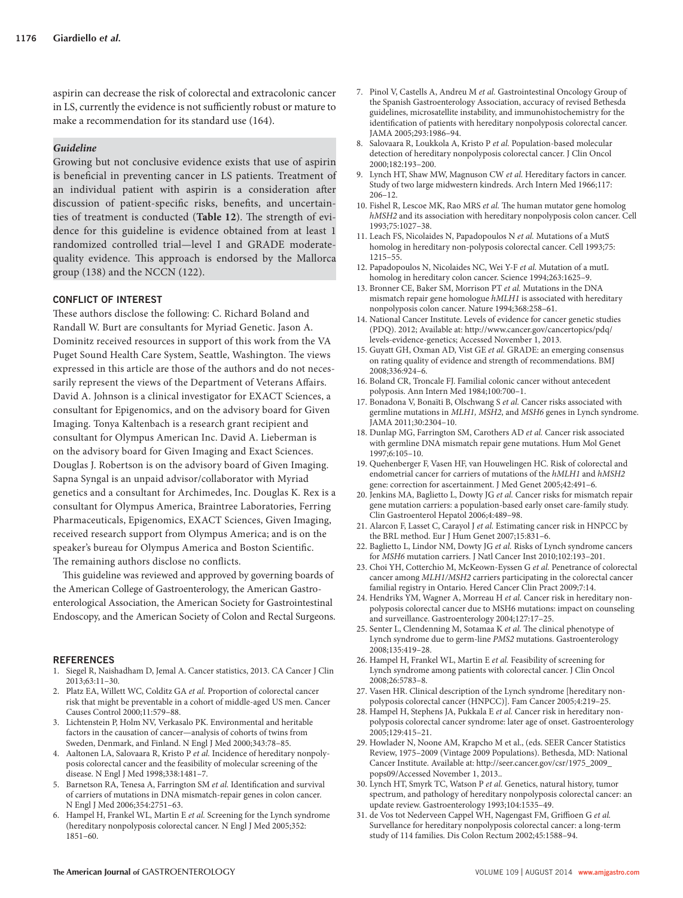aspirin can decrease the risk of colorectal and extracolonic cancer in LS, currently the evidence is not sufficiently robust or mature to make a recommendation for its standard use (164).

***Guideline***

Growing but not conclusive evidence exists that use of aspirin is beneficial in preventing cancer in LS patients. Treatment of an individual patient with aspirin is a consideration after discussion of patient-specific risks, benefits, and uncertainties of treatment is conducted (**Table 12**). The strength of evidence for this guideline is evidence obtained from at least 1 randomized controlled trial—level I and GRADE moderate-quality evidence. This approach is endorsed by the Mallorca group (138) and the NCCN (122).

## CONFLICT OF INTEREST

These authors disclose the following: C. Richard Boland and Randall W. Burt are consultants for Myriad Genetic. Jason A. Dominitz received resources in support of this work from the VA Puget Sound Health Care System, Seattle, Washington. The views expressed in this article are those of the authors and do not necessarily represent the views of the Department of Veterans Affairs. David A. Johnson is a clinical investigator for EXACT Sciences, a consultant for Epigenomics, and on the advisory board for Given Imaging. Tonya Kaltenbach is a research grant recipient and consultant for Olympus American Inc. David A. Lieberman is on the advisory board for Given Imaging and Exact Sciences. Douglas J. Robertson is on the advisory board of Given Imaging. Sapna Syngal is an unpaid advisor/collaborator with Myriad genetics and a consultant for Archimedes, Inc. Douglas K. Rex is a consultant for Olympus America, Braintree Laboratories, Ferring Pharmaceuticals, Epigenomics, EXACT Sciences, Given Imaging, received research support from Olympus America; and is on the speaker's bureau for Olympus America and Boston Scientific. The remaining authors disclose no conflicts.

This guideline was reviewed and approved by governing boards of the American College of Gastroenterology, the American Gastroenterological Association, the American Society for Gastrointestinal Endoscopy, and the American Society of Colon and Rectal Surgeons.

## REFERENCES

1. Siegel R, Naishadham D, Jemal A. Cancer statistics, 2013. CA Cancer J Clin 2013;63:11–30.
2. Platz EA, Willett WC, Colditz GA *et al.* Proportion of colorectal cancer risk that might be preventable in a cohort of middle-aged US men. Cancer Causes Control 2000;11:579–88.
3. Lichtenstein P, Holm NV, Verkasalo PK. Environmental and heritable factors in the causation of cancer—analysis of cohorts of twins from Sweden, Denmark, and Finland. N Engl J Med 2000;343:78–85.
4. Aaltonen LA, Salovaara R, Kristo P *et al.* Incidence of hereditary nonpolyposis colorectal cancer and the feasibility of molecular screening of the disease. N Engl J Med 1998;338:1481–7.
5. Barnetson RA, Tenesa A, Farrington SM *et al.* Identification and survival of carriers of mutations in DNA mismatch-repair genes in colon cancer. N Engl J Med 2006;354:2751–63.
6. Hampel H, Frankel WL, Martin E *et al.* Screening for the Lynch syndrome (hereditary nonpolyposis colorectal cancer. N Engl J Med 2005;352: 1851–60.
7. Pinol V, Castells A, Andreu M *et al.* Gastrointestinal Oncology Group of the Spanish Gastroenterology Association, accuracy of revised Bethesda guidelines, microsatellite instability, and immunohistochemistry for the identification of patients with hereditary nonpolyposis colorectal cancer. JAMA 2005;293:1986–94.
8. Salovaara R, Loukkola A, Kristo P *et al.* Population-based molecular detection of hereditary nonpolyposis colorectal cancer. J Clin Oncol 2000;182:193–200.
9. Lynch HT, Shaw MW, Magnuson CW *et al.* Hereditary factors in cancer. Study of two large midwestern kindreds. Arch Intern Med 1966;117: 206–12.
10. Fishel R, Lescoe MK, Rao MRS *et al.* The human mutator gene homolog *hMSH2* and its association with hereditary nonpolyposis colon cancer. Cell 1993;75:1027–38.
11. Leach FS, Nicolaides N, Papadopoulos N *et al.* Mutations of a MutS homolog in hereditary non-polyposis colorectal cancer. Cell 1993;75: 1215–55.
12. Papadopoulos N, Nicolaides NC, Wei Y-F *et al.* Mutation of a mutL homolog in hereditary colon cancer. Science 1994;263:1625–9.
13. Bronner CE, Baker SM, Morrison PT *et al.* Mutations in the DNA mismatch repair gene homologue *hMLH1* is associated with hereditary nonpolyposis colon cancer. Nature 1994;368:258–61.
14. National Cancer Institute. Levels of evidence for cancer genetic studies (PDQ). 2012; Available at: http://www.cancer.gov/cancertopics/pdq/levels-evidence-genetics; Accessed November 1, 2013.
15. Guyatt GH, Oxman AD, Vist GE *et al.* GRADE: an emerging consensus on rating quality of evidence and strength of recommendations. BMJ 2008;336:924–6.
16. Boland CR, Troncale FJ. Familial colonic cancer without antecedent polyposis. Ann Intern Med 1984;100:700–1.
17. Bonadona V, Bonaïti B, Olschwang S *et al.* Cancer risks associated with germline mutations in *MLH1, MSH2*, and *MSH6* genes in Lynch syndrome. JAMA 2011;30:2304–10.
18. Dunlap MG, Farrington SM, Carothers AD *et al.* Cancer risk associated with germline DNA mismatch repair gene mutations. Hum Mol Genet 1997;6:105–10.
19. Quehenberger F, Vasen HF, van Houwelingen HC. Risk of colorectal and endometrial cancer for carriers of mutations of the *hMLH1* and *hMSH2* gene: correction for ascertainment. J Med Genet 2005;42:491–6.
20. Jenkins MA, Baglietto L, Dowty JG *et al.* Cancer risks for mismatch repair gene mutation carriers: a population-based early onset care-family study. Clin Gastroenterol Hepatol 2006;4:489–98.
21. Alarcon F, Lasset C, Carayol J *et al.* Estimating cancer risk in HNPCC by the BRL method. Eur J Hum Genet 2007;15:831–6.
22. Baglietto L, Lindor NM, Dowty JG *et al.* Risks of Lynch syndrome cancers for *MSH6* mutation carriers. J Natl Cancer Inst 2010;102:193–201.
23. Choi YH, Cotterchio M, McKeown-Eyssen G *et al.* Penetrance of colorectal cancer among *MLH1/MSH2* carriers participating in the colorectal cancer familial registry in Ontario. Hered Cancer Clin Pract 2009;7:14.
24. Hendriks YM, Wagner A, Morreau H *et al.* Cancer risk in hereditary nonpolyposis colorectal cancer due to MSH6 mutations: impact on counseling and surveillance. Gastroenterology 2004;127:17–25.
25. Senter L, Clendenning M, Sotamaa K *et al.* The clinical phenotype of Lynch syndrome due to germ-line *PMS2* mutations. Gastroenterology 2008;135:419–28.
26. Hampel H, Frankel WL, Martin E *et al.* Feasibility of screening for Lynch syndrome among patients with colorectal cancer. J Clin Oncol 2008;26:5783–8.
27. Vasen HR. Clinical description of the Lynch syndrome [hereditary nonpolyposis colorectal cancer (HNPCC)]. Fam Cancer 2005;4:219–25.
28. Hampel H, Stephens JA, Pukkala E *et al.* Cancer risk in hereditary nonpolyposis colorectal cancer syndrome: later age of onset. Gastroenterology 2005;129:415–21.
29. Howlader N, Noone AM, Krapcho M et al., (eds. SEER Cancer Statistics Review, 1975–2009 (Vintage 2009 Populations). Bethesda, MD: National Cancer Institute. Available at: http://seer.cancer.gov/csr/1975_2009_pops09/Accessed November 1, 2013..
30. Lynch HT, Smyrk TC, Watson P *et al.* Genetics, natural history, tumor spectrum, and pathology of hereditary nonpolyposis colorectal cancer: an update review. Gastroenterology 1993;104:1535–49.
31. de Vos tot Nederveen Cappel WH, Nagengast FM, Griffioen G *et al.* Survellance for hereditary nonpolyposis colorectal cancer: a long-term study of 114 families. Dis Colon Rectum 2002;45:1588–94.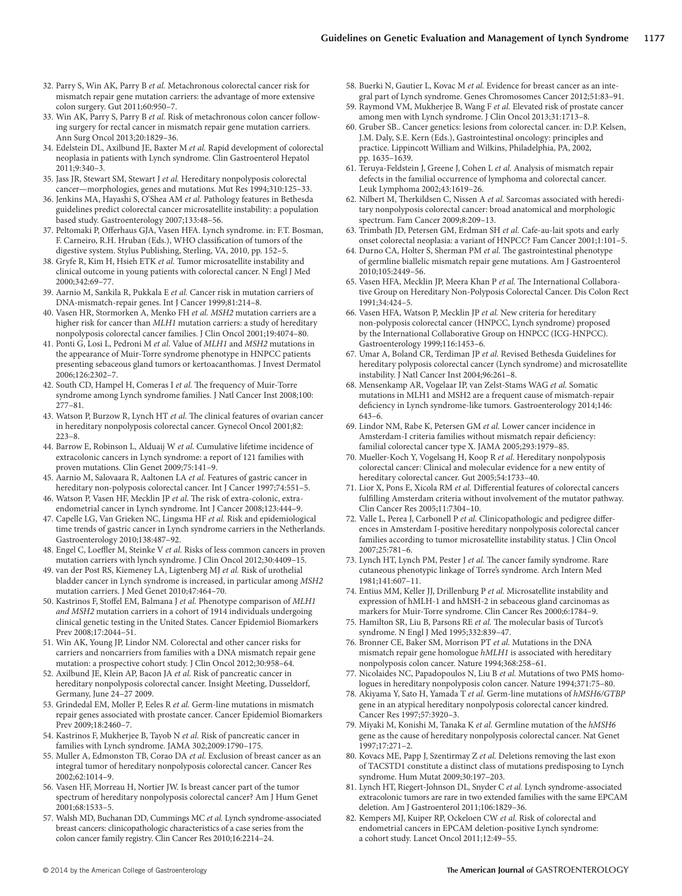32. Parry S, Win AK, Parry B *et al.* Metachronous colorectal cancer risk for mismatch repair gene mutation carriers: the advantage of more extensive colon surgery. Gut 2011;60:950–7.
33. Win AK, Parry S, Parry B *et al.* Risk of metachronous colon cancer following surgery for rectal cancer in mismatch repair gene mutation carriers. Ann Surg Oncol 2013;20:1829–36.
34. Edelstein DL, Axilbund JE, Baxter M *et al.* Rapid development of colorectal neoplasia in patients with Lynch syndrome. Clin Gastroenterol Hepatol 2011;9:340–3.
35. Jass JR, Stewart SM, Stewart J *et al.* Hereditary nonpolyposis colorectal cancer—morphologies, genes and mutations. Mut Res 1994;310:125–33.
36. Jenkins MA, Hayashi S, O'Shea AM *et al.* Pathology features in Bethesda guidelines predict colorectal cancer microsatellite instability: a population based study. Gastroenterology 2007;133:48–56.
37. Peltomaki P, Offerhaus GJA, Vasen HFA. Lynch syndrome. in: F.T. Bosman, F. Carneiro, R.H. Hruban (Eds.), WHO classification of tumors of the digestive system. Stylus Publishing, Sterling, VA, 2010, pp. 152–5.
38. Gryfe R, Kim H, Hsieh ETK *et al.* Tumor microsatellite instability and clinical outcome in young patients with colorectal cancer. N Engl J Med 2000;342:69–77.
39. Aarnio M, Sankila R, Pukkala E *et al.* Cancer risk in mutation carriers of DNA-mismatch-repair genes. Int J Cancer 1999;81:214–8.
40. Vasen HR, Stormorken A, Menko FH *et al.* *MSH2* mutation carriers are a higher risk for cancer than *MLH1* mutation carriers: a study of hereditary nonpolyposis colorectal cancer families. J Clin Oncol 2001;19:4074–80.
41. Ponti G, Losi L, Pedroni M *et al.* Value of *MLH1* and *MSH2* mutations in the appearance of Muir-Torre syndrome phenotype in HNPCC patients presenting sebaceous gland tumors or kertoacanthomas. J Invest Dermatol 2006;126:2302–7.
42. South CD, Hampel H, Comeras I *et al.* The frequency of Muir-Torre syndrome among Lynch syndrome families. J Natl Cancer Inst 2008;100: 277–81.
43. Watson P, Burzow R, Lynch HT *et al.* The clinical features of ovarian cancer in hereditary nonpolyposis colorectal cancer. Gynecol Oncol 2001;82: 223–8.
44. Barrow E, Robinson L, Alduaij W *et al.* Cumulative lifetime incidence of extracolonic cancers in Lynch syndrome: a report of 121 families with proven mutations. Clin Genet 2009;75:141–9.
45. Aarnio M, Salovaara R, Aaltonen LA *et al.* Features of gastric cancer in hereditary non-polyposis colorectal cancer. Int J Cancer 1997;74:551–5.
46. Watson P, Vasen HF, Mecklin JP *et al.* The risk of extra-colonic, extra-endometrial cancer in Lynch syndrome. Int J Cancer 2008;123:444–9.
47. Capelle LG, Van Grieken NC, Lingsma HF *et al.* Risk and epidemiological time trends of gastric cancer in Lynch syndrome carriers in the Netherlands. Gastroenterology 2010;138:487–92.
48. Engel C, Loeffler M, Steinke V *et al.* Risks of less common cancers in proven mutation carriers with lynch syndrome. J Clin Oncol 2012;30:4409–15.
49. van der Post RS, Kiemeney LA, Ligtenberg MJ *et al.* Risk of urothelial bladder cancer in Lynch syndrome is increased, in particular among *MSH2* mutation carriers. J Med Genet 2010;47:464–70.
50. Kastrinos F, Stoffel EM, Balmana J *et al.* Phenotype comparison of *MLH1 and MSH2* mutation carriers in a cohort of 1914 individuals undergoing clinical genetic testing in the United States. Cancer Epidemiol Biomarkers Prev 2008;17:2044–51.
51. Win AK, Young JP, Lindor NM. Colorectal and other cancer risks for carriers and noncarriers from families with a DNA mismatch repair gene mutation: a prospective cohort study. J Clin Oncol 2012;30:958–64.
52. Axilbund JE, Klein AP, Bacon JA *et al.* Risk of pancreatic cancer in hereditary nonpolyposis colorectal cancer. Insight Meeting, Dusseldorf, Germany, June 24–27 2009.
53. Grindedal EM, Moller P, Eeles R *et al.* Germ-line mutations in mismatch repair genes associated with prostate cancer. Cancer Epidemiol Biomarkers Prev 2009;18:2460–7.
54. Kastrinos F, Mukherjee B, Tayob N *et al.* Risk of pancreatic cancer in families with Lynch syndrome. JAMA 302;2009:1790–175.
55. Muller A, Edmonston TB, Corao DA *et al.* Exclusion of breast cancer as an integral tumor of hereditary nonpolyposis colorectal cancer. Cancer Res 2002;62:1014–9.
56. Vasen HF, Morreau H, Nortier JW. Is breast cancer part of the tumor spectrum of hereditary nonpolyposis colorectal cancer? Am J Hum Genet 2001;68:1533–5.
57. Walsh MD, Buchanan DD, Cummings MC *et al.* Lynch syndrome-associated breast cancers: clinicopathologic characteristics of a case series from the colon cancer family registry. Clin Cancer Res 2010;16:2214–24.
58. Buerki N, Gautier L, Kovac M *et al.* Evidence for breast cancer as an integral part of Lynch syndrome. Genes Chromosomes Cancer 2012;51:83–91.
59. Raymond VM, Mukherjee B, Wang F *et al.* Elevated risk of prostate cancer among men with Lynch syndrome. J Clin Oncol 2013;31:1713–8.
60. Gruber SB.. Cancer genetics: lesions from colorectal cancer. in: D.P. Kelsen, J.M. Daly, S.E. Kern (Eds.), Gastrointestinal oncology: principles and practice. Lippincott William and Wilkins, Philadelphia, PA, 2002, pp. 1635–1639.
61. Teruya-Feldstein J, Greene J, Cohen L *et al.* Analysis of mismatch repair defects in the familial occurrence of lymphoma and colorectal cancer. Leuk Lymphoma 2002;43:1619–26.
62. Nilbert M, Therkildsen C, Nissen A *et al.* Sarcomas associated with hereditary nonpolyposis colorectal cancer: broad anatomical and morphologic spectrum. Fam Cancer 2009;8:209–13.
63. Trimbath JD, Petersen GM, Erdman SH *et al.* Cafe-au-lait spots and early onset colorectal neoplasia: a variant of HNPCC? Fam Cancer 2001;1:101–5.
64. Durno CA, Holter S, Sherman PM *et al.* The gastrointestinal phenotype of germline biallelic mismatch repair gene mutations. Am J Gastroenterol 2010;105:2449–56.
65. Vasen HFA, Mecklin JP, Meera Khan P *et al.* The International Collaborative Group on Hereditary Non-Polyposis Colorectal Cancer. Dis Colon Rect 1991;34:424–5.
66. Vasen HFA, Watson P, Mecklin JP *et al.* New criteria for hereditary non-polyposis colorectal cancer (HNPCC, Lynch syndrome) proposed by the International Collaborative Group on HNPCC (ICG-HNPCC). Gastroenterology 1999;116:1453–6.
67. Umar A, Boland CR, Terdiman JP *et al.* Revised Bethesda Guidelines for hereditary polyposis colorectal cancer (Lynch syndrome) and microsatellite instability. J Natl Cancer Inst 2004;96:261–8.
68. Mensenkamp AR, Vogelaar IP, van Zelst-Stams WAG *et al.* Somatic mutations in MLH1 and MSH2 are a frequent cause of mismatch-repair deficiency in Lynch syndrome-like tumors. Gastroenterology 2014;146: 643–6.
69. Lindor NM, Rabe K, Petersen GM *et al.* Lower cancer incidence in Amsterdam-I criteria families without mismatch repair deficiency: familial colorectal cancer type X. JAMA 2005;293:1979–85.
70. Mueller-Koch Y, Vogelsang H, Koop R *et al.* Hereditary nonpolyposis colorectal cancer: Clinical and molecular evidence for a new entity of hereditary colorectal cancer. Gut 2005;54:1733–40.
71. Lior X, Pons E, Xicola RM *et al.* Differential features of colorectal cancers fulfilling Amsterdam criteria without involvement of the mutator pathway. Clin Cancer Res 2005;11:7304–10.
72. Valle L, Perea J, Carbonell P *et al.* Clinicopathologic and pedigree differences in Amsterdam I-positive hereditary nonpolyposis colorectal cancer families according to tumor microsatellite instability status. J Clin Oncol 2007;25:781–6.
73. Lynch HT, Lynch PM, Pester J *et al.* The cancer family syndrome. Rare cutaneous phenotypic linkage of Torre's syndrome. Arch Intern Med 1981;141:607–11.
74. Entius MM, Keller JJ, Drillenburg P *et al.* Microsatellite instability and expression of hMLH-1 and hMSH-2 in sebaceous gland carcinomas as markers for Muir-Torre syndrome. Clin Cancer Res 2000;6:1784–9.
75. Hamilton SR, Liu B, Parsons RE *et al.* The molecular basis of Turcot's syndrome. N Engl J Med 1995;332:839–47.
76. Bronner CE, Baker SM, Morrison PT *et al.* Mutations in the DNA mismatch repair gene homologue *hMLH1* is associated with hereditary nonpolyposis colon cancer. Nature 1994;368:258–61.
77. Nicolaides NC, Papadopoulos N, Liu B *et al.* Mutations of two PMS homologues in hereditary nonpolyposis colon cancer. Nature 1994;371:75–80.
78. Akiyama Y, Sato H, Yamada T *et al.* Germ-line mutations of *hMSH6/GTBP* gene in an atypical hereditary nonpolyposis colorectal cancer kindred. Cancer Res 1997;57:3920–3.
79. Miyaki M, Konishi M, Tanaka K *et al.* Germline mutation of the *hMSH6* gene as the cause of hereditary nonpolyposis colorectal cancer. Nat Genet 1997;17:271–2.
80. Kovacs ME, Papp J, Szentirmay Z *et al.* Deletions removing the last exon of TACSTD1 constitute a distinct class of mutations predisposing to Lynch syndrome. Hum Mutat 2009;30:197–203.
81. Lynch HT, Riegert-Johnson DL, Snyder C *et al.* Lynch syndrome-associated extracolonic tumors are rare in two extended families with the same EPCAM deletion. Am J Gastroenterol 2011;106:1829–36.
82. Kempers MJ, Kuiper RP, Ockeloen CW *et al.* Risk of colorectal and endometrial cancers in EPCAM deletion-positive Lynch syndrome: a cohort study. Lancet Oncol 2011;12:49–55.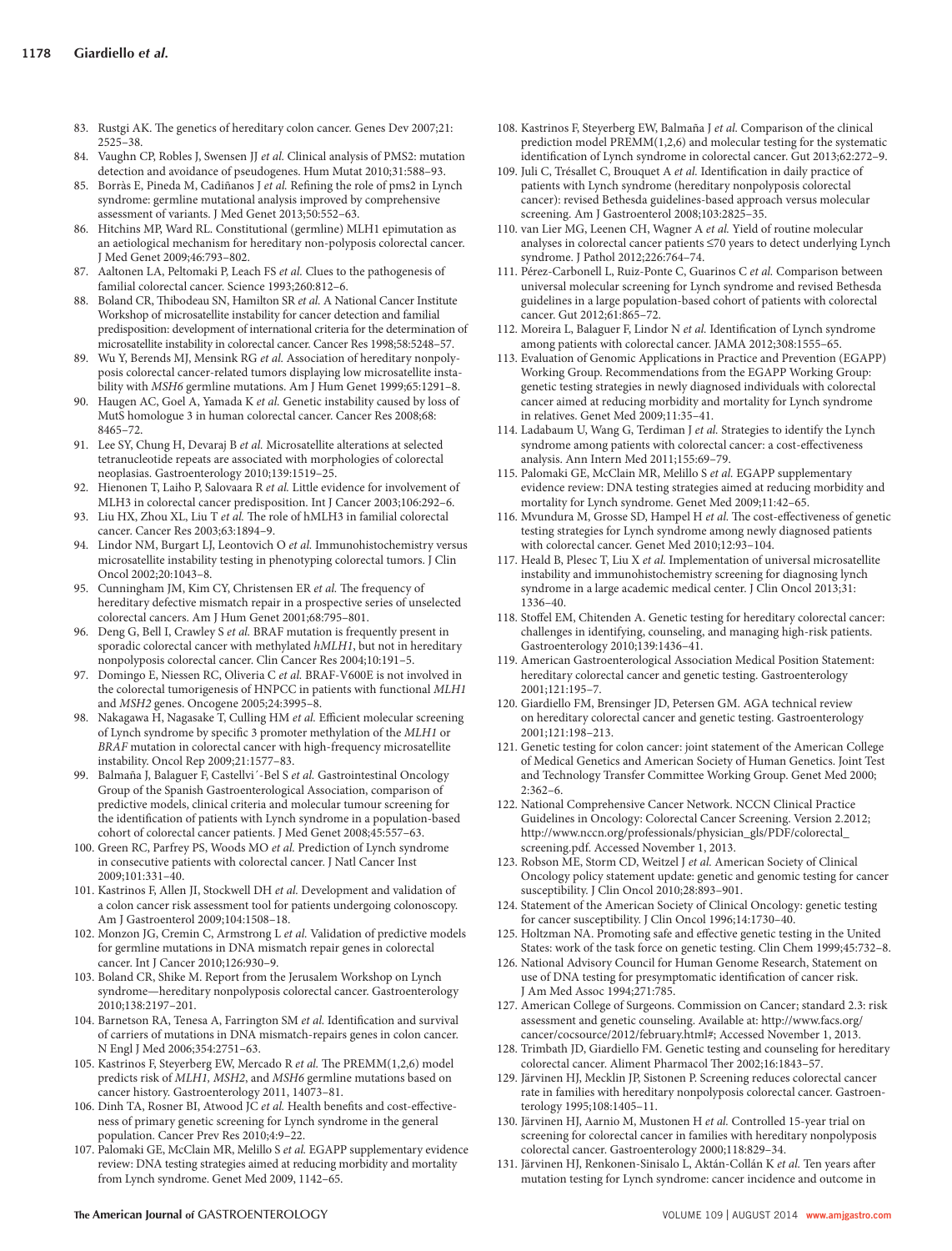83. Rustgi AK. The genetics of hereditary colon cancer. Genes Dev 2007;21: 2525–38.
84. Vaughn CP, Robles J, Swensen JJ *et al.* Clinical analysis of PMS2: mutation detection and avoidance of pseudogenes. Hum Mutat 2010;31:588–93.
85. Borràs E, Pineda M, Cadiñanos J *et al.* Refining the role of pms2 in Lynch syndrome: germline mutational analysis improved by comprehensive assessment of variants. J Med Genet 2013;50:552–63.
86. Hitchins MP, Ward RL. Constitutional (germline) MLH1 epimutation as an aetiological mechanism for hereditary non-polyposis colorectal cancer. J Med Genet 2009;46:793–802.
87. Aaltonen LA, Peltomaki P, Leach FS *et al.* Clues to the pathogenesis of familial colorectal cancer. Science 1993;260:812–6.
88. Boland CR, Thibodeau SN, Hamilton SR *et al.* A National Cancer Institute Workshop of microsatellite instability for cancer detection and familial predisposition: development of international criteria for the determination of microsatellite instability in colorectal cancer. Cancer Res 1998;58:5248–57.
89. Wu Y, Berends MJ, Mensink RG *et al.* Association of hereditary nonpolyposis colorectal cancer-related tumors displaying low microsatellite instability with *MSH6* germline mutations. Am J Hum Genet 1999;65:1291–8.
90. Haugen AC, Goel A, Yamada K *et al.* Genetic instability caused by loss of MutS homologue 3 in human colorectal cancer. Cancer Res 2008;68: 8465–72.
91. Lee SY, Chung H, Devaraj B *et al.* Microsatellite alterations at selected tetranucleotide repeats are associated with morphologies of colorectal neoplasias. Gastroenterology 2010;139:1519–25.
92. Hienonen T, Laiho P, Salovaara R *et al.* Little evidence for involvement of MLH3 in colorectal cancer predisposition. Int J Cancer 2003;106:292–6.
93. Liu HX, Zhou XL, Liu T *et al.* The role of hMLH3 in familial colorectal cancer. Cancer Res 2003;63:1894–9.
94. Lindor NM, Burgart LJ, Leontovich O *et al.* Immunohistochemistry versus microsatellite instability testing in phenotyping colorectal tumors. J Clin Oncol 2002;20:1043–8.
95. Cunningham JM, Kim CY, Christensen ER *et al.* The frequency of hereditary defective mismatch repair in a prospective series of unselected colorectal cancers. Am J Hum Genet 2001;68:795–801.
96. Deng G, Bell I, Crawley S *et al.* BRAF mutation is frequently present in sporadic colorectal cancer with methylated *hMLH1*, but not in hereditary nonpolyposis colorectal cancer. Clin Cancer Res 2004;10:191–5.
97. Domingo E, Niessen RC, Oliveria C *et al.* BRAF-V600E is not involved in the colorectal tumorigenesis of HNPCC in patients with functional *MLH1* and *MSH2* genes. Oncogene 2005;24:3995–8.
98. Nakagawa H, Nagasake T, Culling HM *et al.* Efficient molecular screening of Lynch syndrome by specific 3 promoter methylation of the *MLH1* or *BRAF* mutation in colorectal cancer with high-frequency microsatellite instability. Oncol Rep 2009;21:1577–83.
99. Balmaña J, Balaguer F, Castellvi´-Bel S *et al.* Gastrointestinal Oncology Group of the Spanish Gastroenterological Association, comparison of predictive models, clinical criteria and molecular tumour screening for the identification of patients with Lynch syndrome in a population-based cohort of colorectal cancer patients. J Med Genet 2008;45:557–63.
100. Green RC, Parfrey PS, Woods MO *et al.* Prediction of Lynch syndrome in consecutive patients with colorectal cancer. J Natl Cancer Inst 2009;101:331–40.
101. Kastrinos F, Allen JI, Stockwell DH *et al.* Development and validation of a colon cancer risk assessment tool for patients undergoing colonoscopy. Am J Gastroenterol 2009;104:1508–18.
102. Monzon JG, Cremin C, Armstrong L *et al.* Validation of predictive models for germline mutations in DNA mismatch repair genes in colorectal cancer. Int J Cancer 2010;126:930–9.
103. Boland CR, Shike M. Report from the Jerusalem Workshop on Lynch syndrome—hereditary nonpolyposis colorectal cancer. Gastroenterology 2010;138:2197–201.
104. Barnetson RA, Tenesa A, Farrington SM *et al.* Identification and survival of carriers of mutations in DNA mismatch-repairs genes in colon cancer. N Engl J Med 2006;354:2751–63.
105. Kastrinos F, Steyerberg EW, Mercado R *et al.* The PREMM(1,2,6) model predicts risk of *MLH1, MSH2*, and *MSH6* germline mutations based on cancer history. Gastroenterology 2011, 14073–81.
106. Dinh TA, Rosner BI, Atwood JC *et al.* Health benefits and cost-effectiveness of primary genetic screening for Lynch syndrome in the general population. Cancer Prev Res 2010;4:9–22.
107. Palomaki GE, McClain MR, Melillo S *et al.* EGAPP supplementary evidence review: DNA testing strategies aimed at reducing morbidity and mortality from Lynch syndrome. Genet Med 2009, 1142–65.
108. Kastrinos F, Steyerberg EW, Balmaña J *et al.* Comparison of the clinical prediction model PREMM(1,2,6) and molecular testing for the systematic identification of Lynch syndrome in colorectal cancer. Gut 2013;62:272–9.
109. Juli C, Trésallet C, Brouquet A *et al.* Identification in daily practice of patients with Lynch syndrome (hereditary nonpolyposis colorectal cancer): revised Bethesda guidelines-based approach versus molecular screening. Am J Gastroenterol 2008;103:2825–35.
110. van Lier MG, Leenen CH, Wagner A *et al.* Yield of routine molecular analyses in colorectal cancer patients ≤70 years to detect underlying Lynch syndrome. J Pathol 2012;226:764–74.
111. Pérez-Carbonell L, Ruiz-Ponte C, Guarinos C *et al.* Comparison between universal molecular screening for Lynch syndrome and revised Bethesda guidelines in a large population-based cohort of patients with colorectal cancer. Gut 2012;61:865–72.
112. Moreira L, Balaguer F, Lindor N *et al.* Identification of Lynch syndrome among patients with colorectal cancer. JAMA 2012;308:1555–65.
113. Evaluation of Genomic Applications in Practice and Prevention (EGAPP) Working Group. Recommendations from the EGAPP Working Group: genetic testing strategies in newly diagnosed individuals with colorectal cancer aimed at reducing morbidity and mortality for Lynch syndrome in relatives. Genet Med 2009;11:35–41.
114. Ladabaum U, Wang G, Terdiman J *et al.* Strategies to identify the Lynch syndrome among patients with colorectal cancer: a cost-effectiveness analysis. Ann Intern Med 2011;155:69–79.
115. Palomaki GE, McClain MR, Melillo S *et al.* EGAPP supplementary evidence review: DNA testing strategies aimed at reducing morbidity and mortality for Lynch syndrome. Genet Med 2009;11:42–65.
116. Mvundura M, Grosse SD, Hampel H *et al.* The cost-effectiveness of genetic testing strategies for Lynch syndrome among newly diagnosed patients with colorectal cancer. Genet Med 2010;12:93–104.
117. Heald B, Plesec T, Liu X *et al.* Implementation of universal microsatellite instability and immunohistochemistry screening for diagnosing lynch syndrome in a large academic medical center. J Clin Oncol 2013;31: 1336–40.
118. Stoffel EM, Chitenden A. Genetic testing for hereditary colorectal cancer: challenges in identifying, counseling, and managing high-risk patients. Gastroenterology 2010;139:1436–41.
119. American Gastroenterological Association Medical Position Statement: hereditary colorectal cancer and genetic testing. Gastroenterology 2001;121:195–7.
120. Giardiello FM, Brensinger JD, Petersen GM. AGA technical review on hereditary colorectal cancer and genetic testing. Gastroenterology 2001;121:198–213.
121. Genetic testing for colon cancer: joint statement of the American College of Medical Genetics and American Society of Human Genetics. Joint Test and Technology Transfer Committee Working Group. Genet Med 2000; 2:362–6.
122. National Comprehensive Cancer Network. NCCN Clinical Practice Guidelines in Oncology: Colorectal Cancer Screening. Version 2.2012; http://www.nccn.org/professionals/physician_gls/PDF/colorectal_screening.pdf. Accessed November 1, 2013.
123. Robson ME, Storm CD, Weitzel J *et al.* American Society of Clinical Oncology policy statement update: genetic and genomic testing for cancer susceptibility. J Clin Oncol 2010;28:893–901.
124. Statement of the American Society of Clinical Oncology: genetic testing for cancer susceptibility. J Clin Oncol 1996;14:1730–40.
125. Holtzman NA. Promoting safe and effective genetic testing in the United States: work of the task force on genetic testing. Clin Chem 1999;45:732–8.
126. National Advisory Council for Human Genome Research, Statement on use of DNA testing for presymptomatic identification of cancer risk. J Am Med Assoc 1994;271:785.
127. American College of Surgeons. Commission on Cancer; standard 2.3: risk assessment and genetic counseling. Available at: http://www.facs.org/cancer/cocsource/2012/february.html#; Accessed November 1, 2013.
128. Trimbath JD, Giardiello FM. Genetic testing and counseling for hereditary colorectal cancer. Aliment Pharmacol Ther 2002;16:1843–57.
129. Järvinen HJ, Mecklin JP, Sistonen P. Screening reduces colorectal cancer rate in families with hereditary nonpolyposis colorectal cancer. Gastroenterology 1995;108:1405–11.
130. Järvinen HJ, Aarnio M, Mustonen H *et al.* Controlled 15-year trial on screening for colorectal cancer in families with hereditary nonpolyposis colorectal cancer. Gastroenterology 2000;118:829–34.
131. Järvinen HJ, Renkonen-Sinisalo L, Aktán-Collán K *et al.* Ten years after mutation testing for Lynch syndrome: cancer incidence and outcome in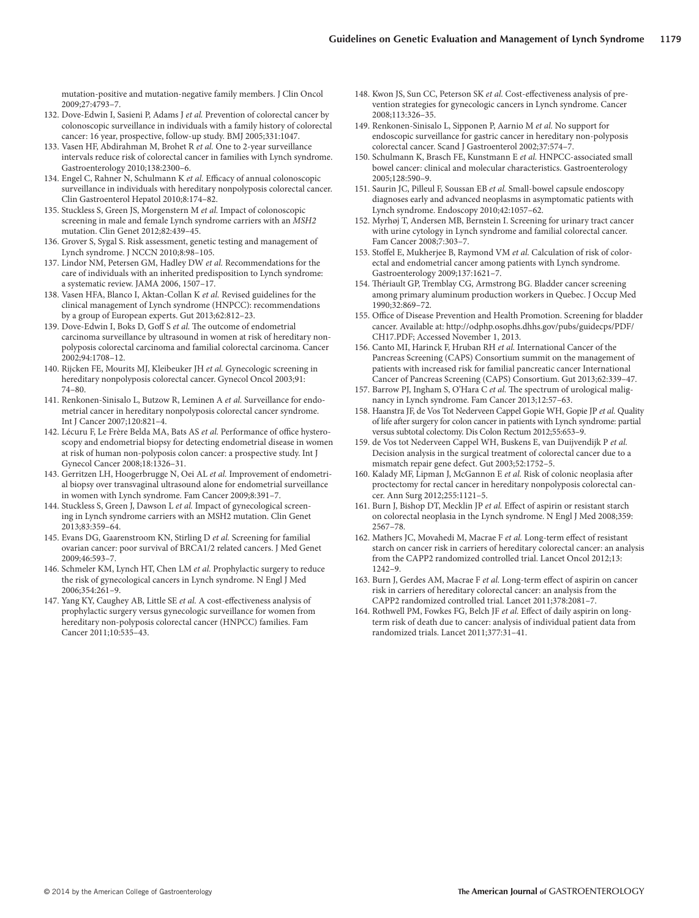mutation-positive and mutation-negative family members. J Clin Oncol 2009;27:4793–7.

132. Dove-Edwin I, Sasieni P, Adams J *et al.* Prevention of colorectal cancer by colonoscopic surveillance in individuals with a family history of colorectal cancer: 16 year, prospective, follow-up study. BMJ 2005;331:1047.
133. Vasen HF, Abdirahman M, Brohet R *et al.* One to 2-year surveillance intervals reduce risk of colorectal cancer in families with Lynch syndrome. Gastroenterology 2010;138:2300–6.
134. Engel C, Rahner N, Schulmann K *et al.* Efficacy of annual colonoscopic surveillance in individuals with hereditary nonpolyposis colorectal cancer. Clin Gastroenterol Hepatol 2010;8:174–82.
135. Stuckless S, Green JS, Morgenstern M *et al.* Impact of colonoscopic screening in male and female Lynch syndrome carriers with an *MSH2* mutation. Clin Genet 2012;82:439–45.
136. Grover S, Sygal S. Risk assessment, genetic testing and management of Lynch syndrome. J NCCN 2010;8:98–105.
137. Lindor NM, Petersen GM, Hadley DW *et al.* Recommendations for the care of individuals with an inherited predisposition to Lynch syndrome: a systematic review. JAMA 2006, 1507–17.
138. Vasen HFA, Blanco I, Aktan-Collan K *et al.* Revised guidelines for the clinical management of Lynch syndrome (HNPCC): recommendations by a group of European experts. Gut 2013;62:812–23.
139. Dove-Edwin I, Boks D, Goff S *et al.* The outcome of endometrial carcinoma surveillance by ultrasound in women at risk of hereditary nonpolyposis colorectal carcinoma and familial colorectal carcinoma. Cancer 2002;94:1708–12.
140. Rijcken FE, Mourits MJ, Kleibeuker JH *et al.* Gynecologic screening in hereditary nonpolyposis colorectal cancer. Gynecol Oncol 2003;91: 74–80.
141. Renkonen-Sinisalo L, Butzow R, Leminen A *et al.* Surveillance for endometrial cancer in hereditary nonpolyposis colorectal cancer syndrome. Int J Cancer 2007;120:821–4.
142. Lécuru F, Le Frère Belda MA, Bats AS *et al.* Performance of office hysteroscopy and endometrial biopsy for detecting endometrial disease in women at risk of human non-polyposis colon cancer: a prospective study. Int J Gynecol Cancer 2008;18:1326–31.
143. Gerritzen LH, Hoogerbrugge N, Oei AL *et al.* Improvement of endometrial biopsy over transvaginal ultrasound alone for endometrial surveillance in women with Lynch syndrome. Fam Cancer 2009;8:391–7.
144. Stuckless S, Green J, Dawson L *et al.* Impact of gynecological screening in Lynch syndrome carriers with an MSH2 mutation. Clin Genet 2013;83:359–64.
145. Evans DG, Gaarenstroom KN, Stirling D *et al.* Screening for familial ovarian cancer: poor survival of BRCA1/2 related cancers. J Med Genet 2009;46:593–7.
146. Schmeler KM, Lynch HT, Chen LM *et al.* Prophylactic surgery to reduce the risk of gynecological cancers in Lynch syndrome. N Engl J Med 2006;354:261–9.
147. Yang KY, Caughey AB, Little SE *et al.* A cost-effectiveness analysis of prophylactic surgery versus gynecologic surveillance for women from hereditary non-polyposis colorectal cancer (HNPCC) families. Fam Cancer 2011;10:535–43.
148. Kwon JS, Sun CC, Peterson SK *et al.* Cost-effectiveness analysis of prevention strategies for gynecologic cancers in Lynch syndrome. Cancer 2008;113:326–35.
149. Renkonen-Sinisalo L, Sipponen P, Aarnio M *et al.* No support for endoscopic surveillance for gastric cancer in hereditary non-polyposis colorectal cancer. Scand J Gastroenterol 2002;37:574–7.
150. Schulmann K, Brasch FE, Kunstmann E *et al.* HNPCC-associated small bowel cancer: clinical and molecular characteristics. Gastroenterology 2005;128:590–9.
151. Saurin JC, Pilleul F, Soussan EB *et al.* Small-bowel capsule endoscopy diagnoses early and advanced neoplasms in asymptomatic patients with Lynch syndrome. Endoscopy 2010;42:1057–62.
152. Myrhøj T, Andersen MB, Bernstein I. Screening for urinary tract cancer with urine cytology in Lynch syndrome and familial colorectal cancer. Fam Cancer 2008;7:303–7.
153. Stoffel E, Mukherjee B, Raymond VM *et al.* Calculation of risk of colorectal and endometrial cancer among patients with Lynch syndrome. Gastroenterology 2009;137:1621–7.
154. Thériault GP, Tremblay CG, Armstrong BG. Bladder cancer screening among primary aluminum production workers in Quebec. J Occup Med 1990;32:869–72.
155. Office of Disease Prevention and Health Promotion. Screening for bladder cancer. Available at: http://odphp.osophs.dhhs.gov/pubs/guidecps/PDF/CH17.PDF; Accessed November 1, 2013.
156. Canto MI, Harinck F, Hruban RH *et al.* International Cancer of the Pancreas Screening (CAPS) Consortium summit on the management of patients with increased risk for familial pancreatic cancer International Cancer of Pancreas Screening (CAPS) Consortium. Gut 2013;62:339–47.
157. Barrow PJ, Ingham S, O'Hara C *et al.* The spectrum of urological malignancy in Lynch syndrome. Fam Cancer 2013;12:57–63.
158. Haanstra JF, de Vos Tot Nederveen Cappel Gopie WH, Gopie JP *et al.* Quality of life after surgery for colon cancer in patients with Lynch syndrome: partial versus subtotal colectomy. Dis Colon Rectum 2012;55:653–9.
159. de Vos tot Nederveen Cappel WH, Buskens E, van Duijvendijk P *et al.* Decision analysis in the surgical treatment of colorectal cancer due to a mismatch repair gene defect. Gut 2003;52:1752–5.
160. Kalady MF, Lipman J, McGannon E *et al.* Risk of colonic neoplasia after proctectomy for rectal cancer in hereditary nonpolyposis colorectal cancer. Ann Surg 2012;255:1121–5.
161. Burn J, Bishop DT, Mecklin JP *et al.* Effect of aspirin or resistant starch on colorectal neoplasia in the Lynch syndrome. N Engl J Med 2008;359: 2567–78.
162. Mathers JC, Movahedi M, Macrae F *et al.* Long-term effect of resistant starch on cancer risk in carriers of hereditary colorectal cancer: an analysis from the CAPP2 randomized controlled trial. Lancet Oncol 2012;13: 1242–9.
163. Burn J, Gerdes AM, Macrae F *et al.* Long-term effect of aspirin on cancer risk in carriers of hereditary colorectal cancer: an analysis from the CAPP2 randomized controlled trial. Lancet 2011;378:2081–7.
164. Rothwell PM, Fowkes FG, Belch JF *et al.* Effect of daily aspirin on long-term risk of death due to cancer: analysis of individual patient data from randomized trials. Lancet 2011;377:31–41.